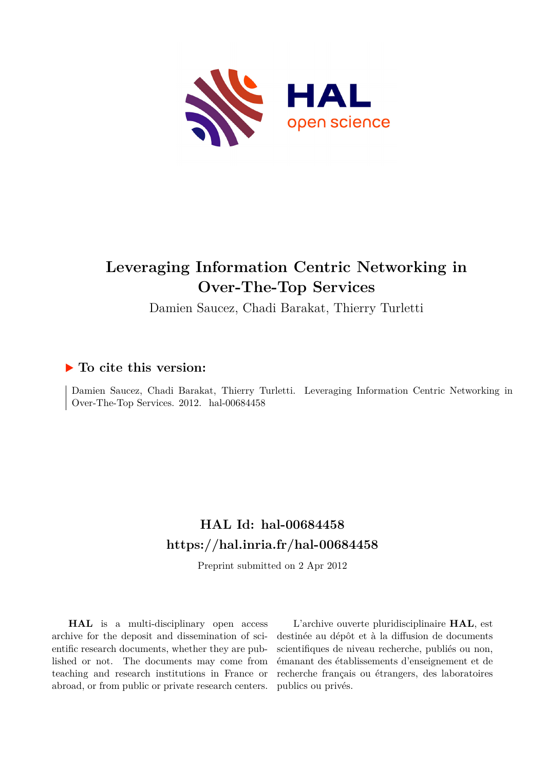# Leveraging Information Centric Networking in Over-The-Top Services

Damien Saucez, Chadi Barakat, Thierry Turletti

## ▶ To cite this version:

Damien Saucez, Chadi Barakat, Thierry Turletti. Leveraging Information Centric Networking in Over-The-Top Services. 2012. hal-00684458

## HAL Id: hal-00684458
## https://hal.inria.fr/hal-00684458

Preprint submitted on 2 Apr 2012

**HAL** is a multi-disciplinary open access archive for the deposit and dissemination of scientific research documents, whether they are published or not. The documents may come from teaching and research institutions in France or abroad, or from public or private research centers.

L'archive ouverte pluridisciplinaire **HAL**, est destinée au dépôt et à la diffusion de documents scientifiques de niveau recherche, publiés ou non, émanant des établissements d'enseignement et de recherche français ou étrangers, des laboratoires publics ou privés.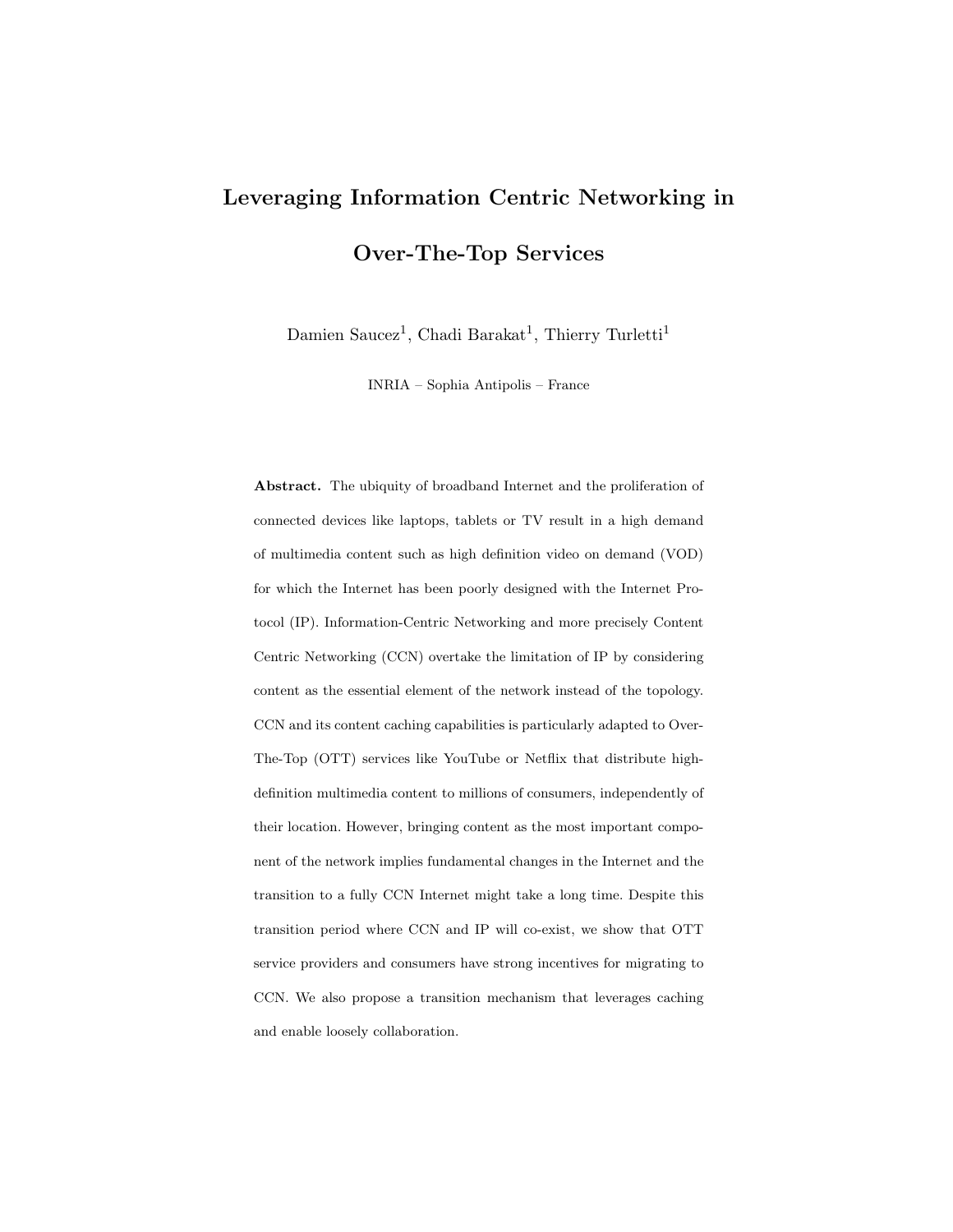# Leveraging Information Centric Networking in Over-The-Top Services

Damien Saucez[1], Chadi Barakat[1], Thierry Turletti[1]

INRIA – Sophia Antipolis – France

**Abstract.** The ubiquity of broadband Internet and the proliferation of connected devices like laptops, tablets or TV result in a high demand of multimedia content such as high definition video on demand (VOD) for which the Internet has been poorly designed with the Internet Protocol (IP). Information-Centric Networking and more precisely Content Centric Networking (CCN) overtake the limitation of IP by considering content as the essential element of the network instead of the topology. CCN and its content caching capabilities is particularly adapted to Over-The-Top (OTT) services like YouTube or Netflix that distribute high-definition multimedia content to millions of consumers, independently of their location. However, bringing content as the most important component of the network implies fundamental changes in the Internet and the transition to a fully CCN Internet might take a long time. Despite this transition period where CCN and IP will co-exist, we show that OTT service providers and consumers have strong incentives for migrating to CCN. We also propose a transition mechanism that leverages caching and enable loosely collaboration.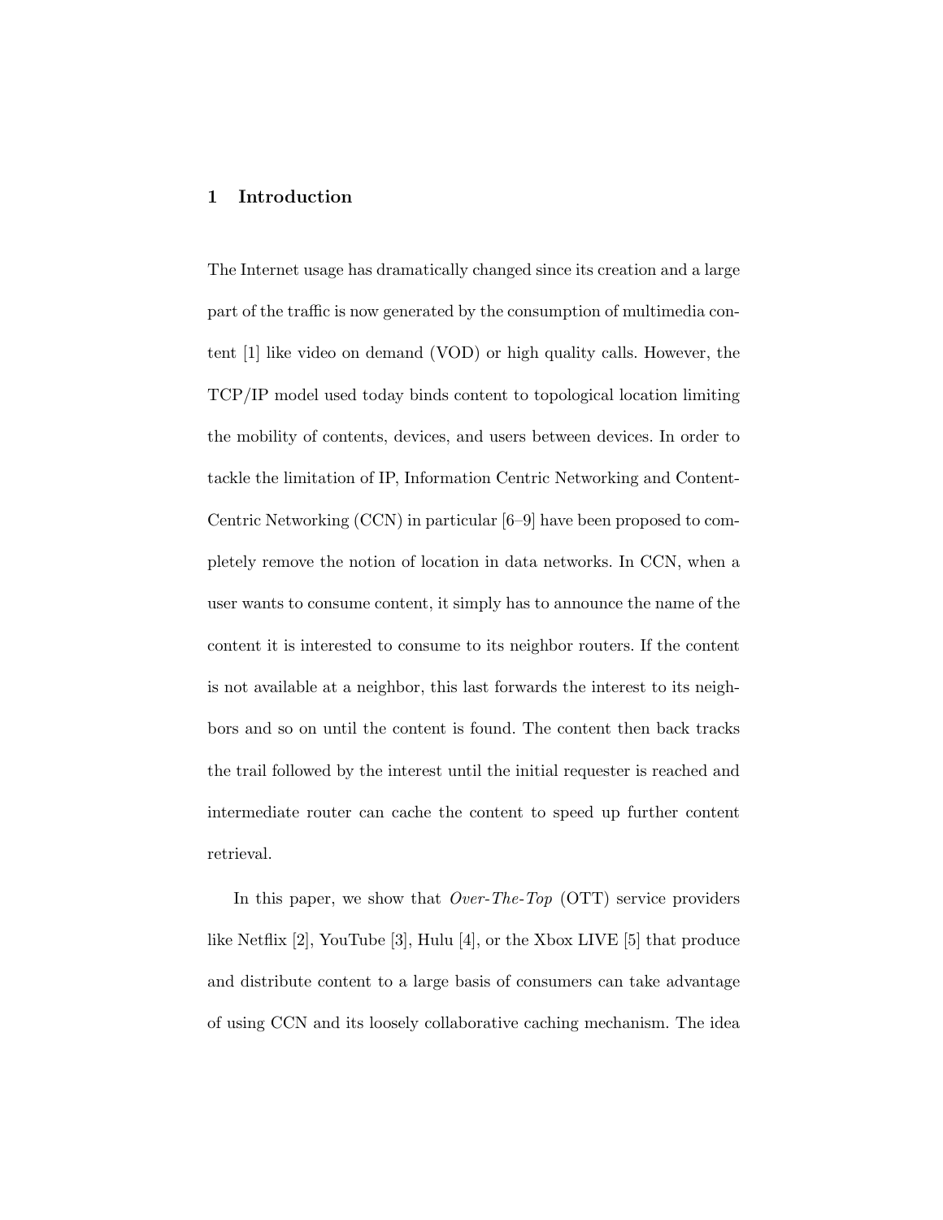## 1 Introduction

The Internet usage has dramatically changed since its creation and a large part of the traffic is now generated by the consumption of multimedia content [1] like video on demand (VOD) or high quality calls. However, the TCP/IP model used today binds content to topological location limiting the mobility of contents, devices, and users between devices. In order to tackle the limitation of IP, Information Centric Networking and Content-Centric Networking (CCN) in particular [6–9] have been proposed to completely remove the notion of location in data networks. In CCN, when a user wants to consume content, it simply has to announce the name of the content it is interested to consume to its neighbor routers. If the content is not available at a neighbor, this last forwards the interest to its neighbors and so on until the content is found. The content then back tracks the trail followed by the interest until the initial requester is reached and intermediate router can cache the content to speed up further content retrieval.

In this paper, we show that *Over-The-Top* (OTT) service providers like Netflix [2], YouTube [3], Hulu [4], or the Xbox LIVE [5] that produce and distribute content to a large basis of consumers can take advantage of using CCN and its loosely collaborative caching mechanism. The idea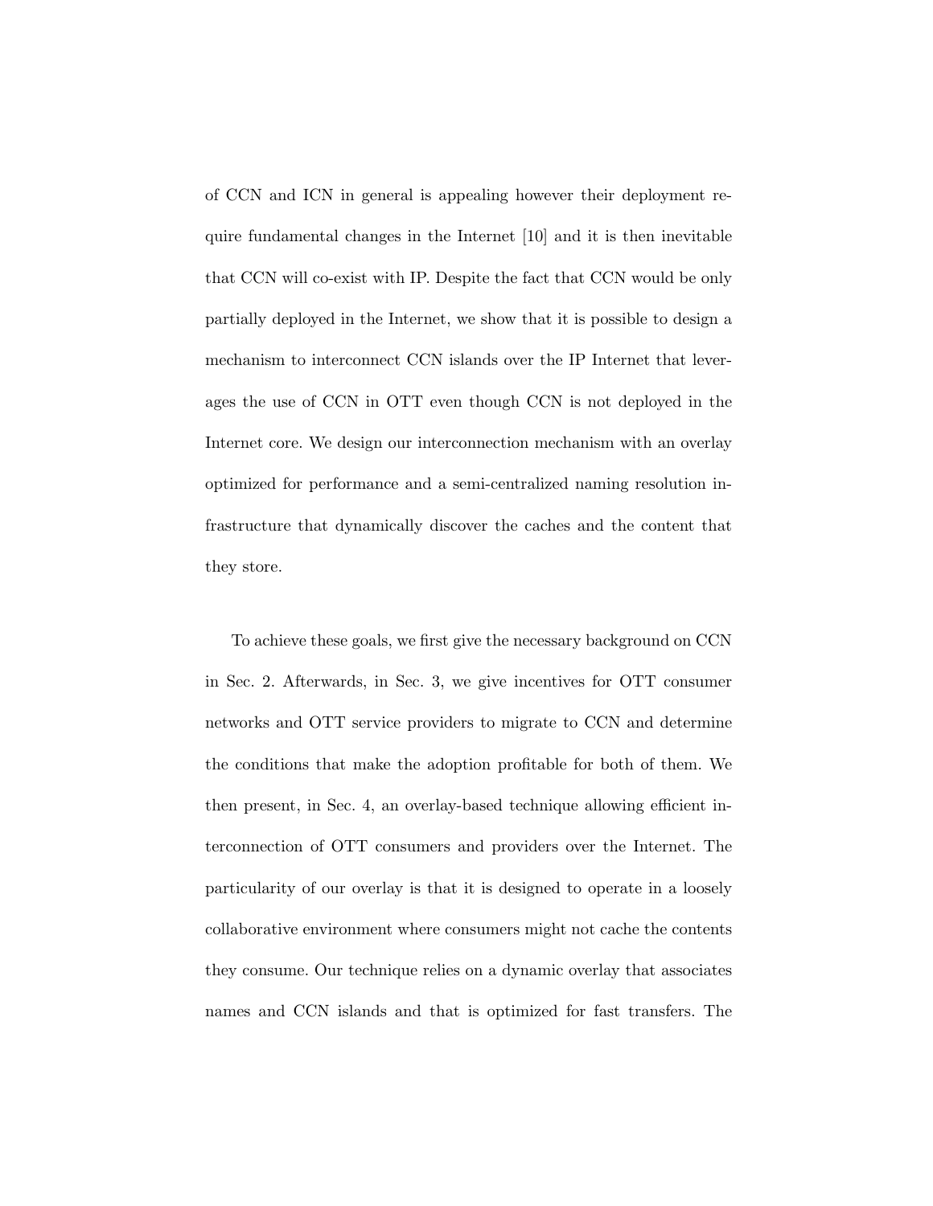of CCN and ICN in general is appealing however their deployment require fundamental changes in the Internet [10] and it is then inevitable that CCN will co-exist with IP. Despite the fact that CCN would be only partially deployed in the Internet, we show that it is possible to design a mechanism to interconnect CCN islands over the IP Internet that leverages the use of CCN in OTT even though CCN is not deployed in the Internet core. We design our interconnection mechanism with an overlay optimized for performance and a semi-centralized naming resolution infrastructure that dynamically discover the caches and the content that they store.

To achieve these goals, we first give the necessary background on CCN in Sec. 2. Afterwards, in Sec. 3, we give incentives for OTT consumer networks and OTT service providers to migrate to CCN and determine the conditions that make the adoption profitable for both of them. We then present, in Sec. 4, an overlay-based technique allowing efficient interconnection of OTT consumers and providers over the Internet. The particularity of our overlay is that it is designed to operate in a loosely collaborative environment where consumers might not cache the contents they consume. Our technique relies on a dynamic overlay that associates names and CCN islands and that is optimized for fast transfers. The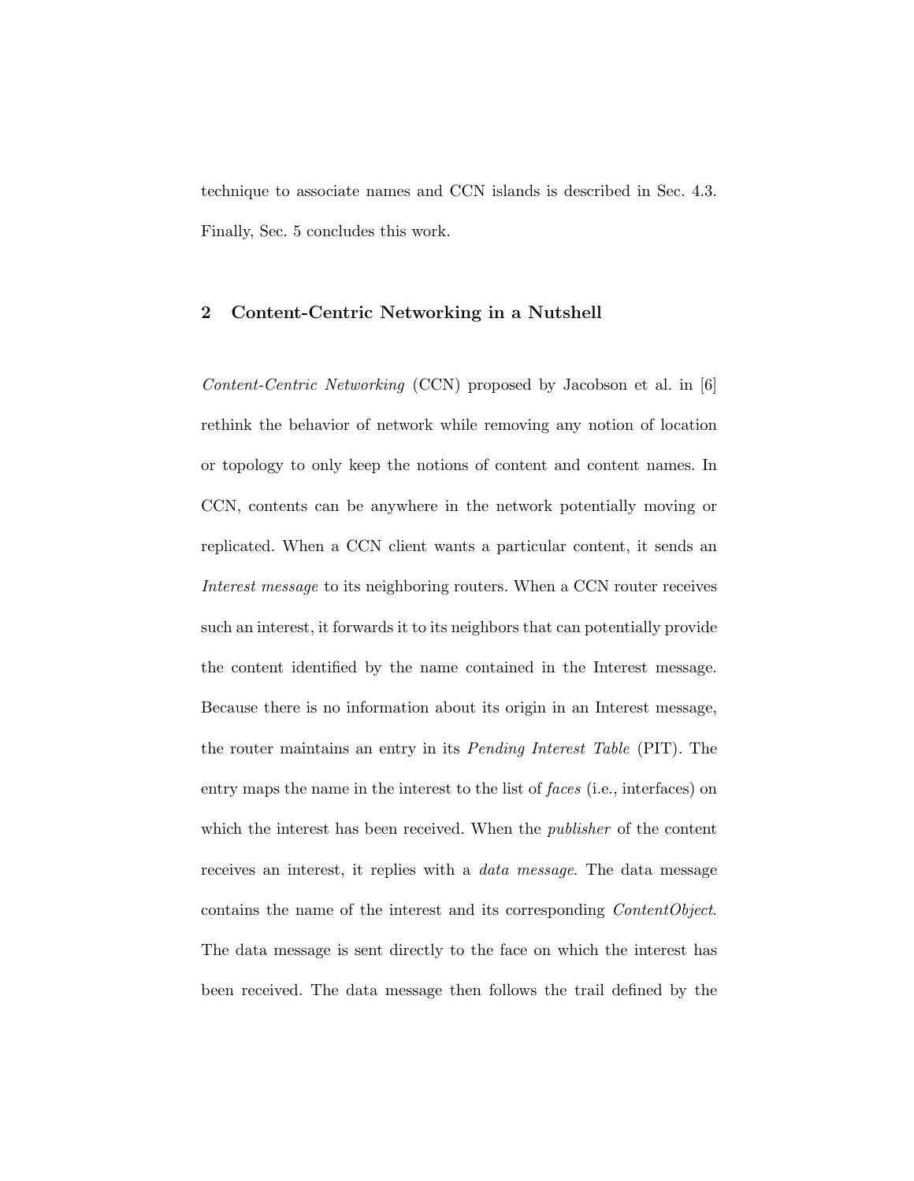technique to associate names and CCN islands is described in Sec. 4.3. Finally, Sec. 5 concludes this work.

## 2 Content-Centric Networking in a Nutshell

*Content-Centric Networking* (CCN) proposed by Jacobson et al. in [6] rethink the behavior of network while removing any notion of location or topology to only keep the notions of content and content names. In CCN, contents can be anywhere in the network potentially moving or replicated. When a CCN client wants a particular content, it sends an *Interest message* to its neighboring routers. When a CCN router receives such an interest, it forwards it to its neighbors that can potentially provide the content identified by the name contained in the Interest message. Because there is no information about its origin in an Interest message, the router maintains an entry in its *Pending Interest Table* (PIT). The entry maps the name in the interest to the list of *faces* (i.e., interfaces) on which the interest has been received. When the *publisher* of the content receives an interest, it replies with a *data message*. The data message contains the name of the interest and its corresponding *ContentObject*. The data message is sent directly to the face on which the interest has been received. The data message then follows the trail defined by the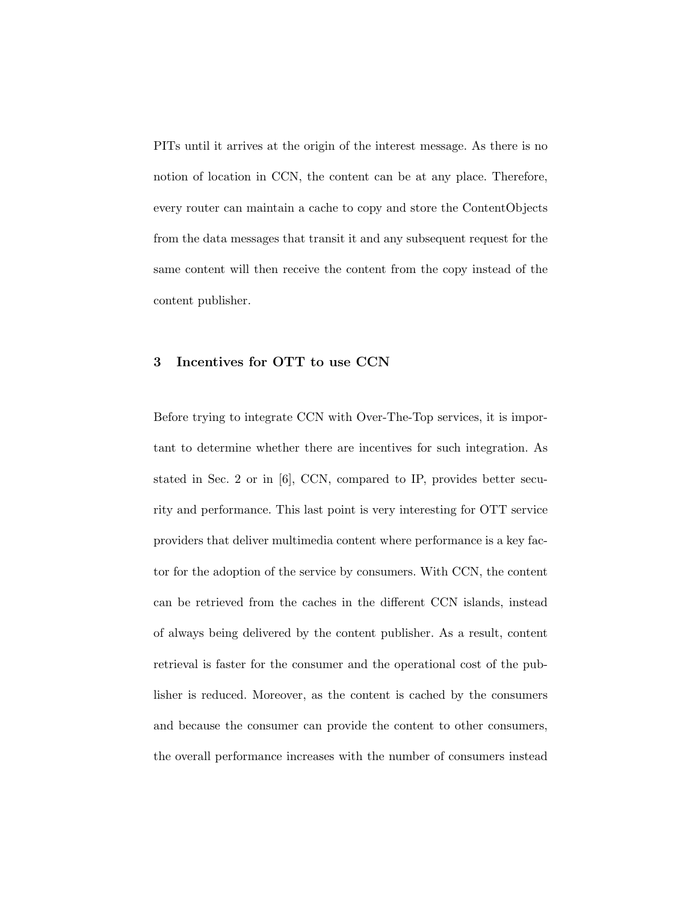PITs until it arrives at the origin of the interest message. As there is no notion of location in CCN, the content can be at any place. Therefore, every router can maintain a cache to copy and store the ContentObjects from the data messages that transit it and any subsequent request for the same content will then receive the content from the copy instead of the content publisher.

## 3 Incentives for OTT to use CCN

Before trying to integrate CCN with Over-The-Top services, it is important to determine whether there are incentives for such integration. As stated in Sec. 2 or in [6], CCN, compared to IP, provides better security and performance. This last point is very interesting for OTT service providers that deliver multimedia content where performance is a key factor for the adoption of the service by consumers. With CCN, the content can be retrieved from the caches in the different CCN islands, instead of always being delivered by the content publisher. As a result, content retrieval is faster for the consumer and the operational cost of the publisher is reduced. Moreover, as the content is cached by the consumers and because the consumer can provide the content to other consumers, the overall performance increases with the number of consumers instead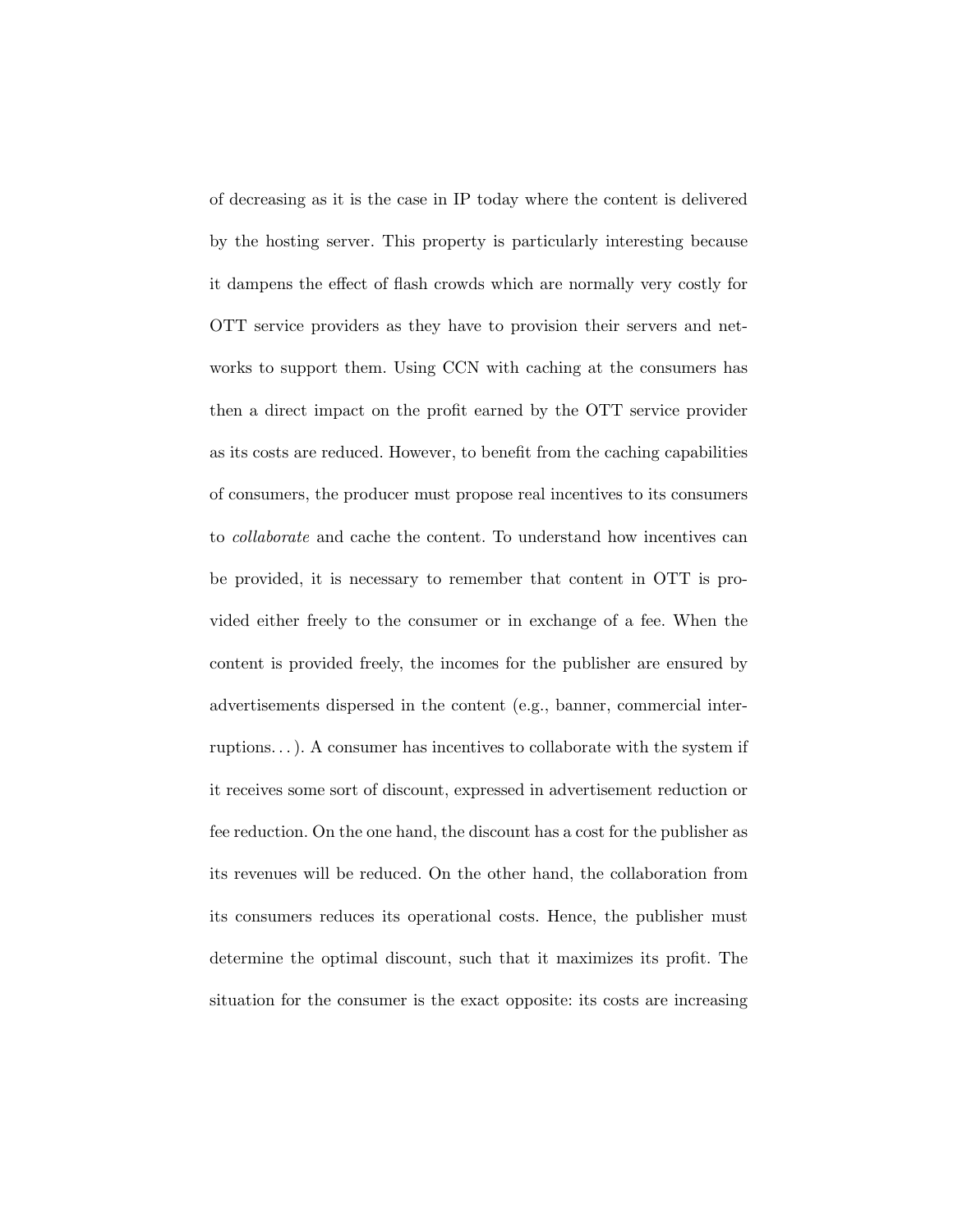of decreasing as it is the case in IP today where the content is delivered by the hosting server. This property is particularly interesting because it dampens the effect of flash crowds which are normally very costly for OTT service providers as they have to provision their servers and networks to support them. Using CCN with caching at the consumers has then a direct impact on the profit earned by the OTT service provider as its costs are reduced. However, to benefit from the caching capabilities of consumers, the producer must propose real incentives to its consumers to *collaborate* and cache the content. To understand how incentives can be provided, it is necessary to remember that content in OTT is provided either freely to the consumer or in exchange of a fee. When the content is provided freely, the incomes for the publisher are ensured by advertisements dispersed in the content (e.g., banner, commercial interruptions. . . ). A consumer has incentives to collaborate with the system if it receives some sort of discount, expressed in advertisement reduction or fee reduction. On the one hand, the discount has a cost for the publisher as its revenues will be reduced. On the other hand, the collaboration from its consumers reduces its operational costs. Hence, the publisher must determine the optimal discount, such that it maximizes its profit. The situation for the consumer is the exact opposite: its costs are increasing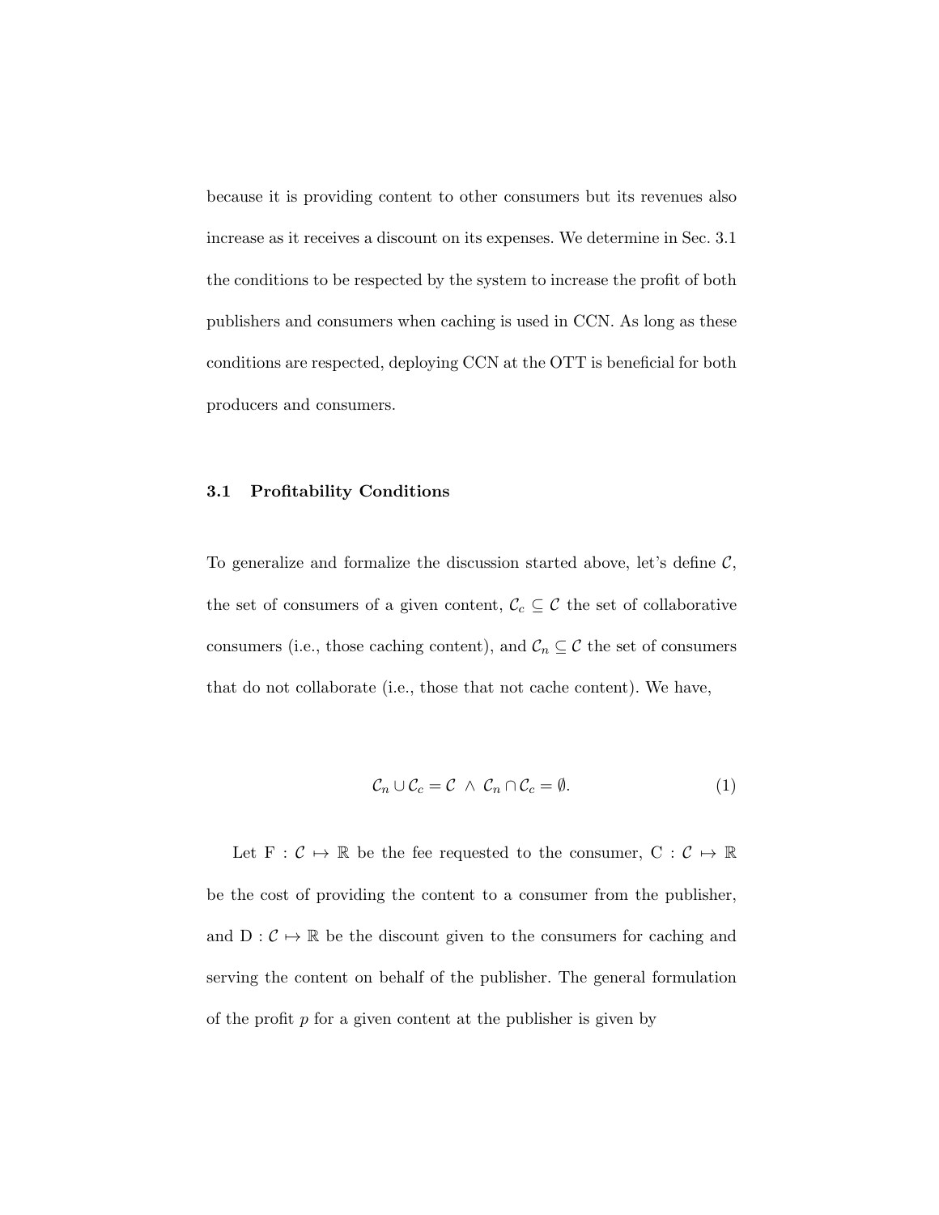because it is providing content to other consumers but its revenues also increase as it receives a discount on its expenses. We determine in Sec. 3.1 the conditions to be respected by the system to increase the profit of both publishers and consumers when caching is used in CCN. As long as these conditions are respected, deploying CCN at the OTT is beneficial for both producers and consumers.

### 3.1 Profitability Conditions

To generalize and formalize the discussion started above, let's define $\mathcal{C}$, the set of consumers of a given content, $\mathcal{C}_c \subseteq \mathcal{C}$ the set of collaborative consumers (i.e., those caching content), and $\mathcal{C}_n \subseteq \mathcal{C}$ the set of consumers that do not collaborate (i.e., those that not cache content). We have,

$$\mathcal{C}_n \cup \mathcal{C}_c = \mathcal{C} \ \wedge \ \mathcal{C}_n \cap \mathcal{C}_c = \emptyset. \tag{1}$$

Let $\mathrm{F} : \mathcal{C} \mapsto \mathbb{R}$ be the fee requested to the consumer, $\mathrm{C} : \mathcal{C} \mapsto \mathbb{R}$ be the cost of providing the content to a consumer from the publisher, and $\mathrm{D} : \mathcal{C} \mapsto \mathbb{R}$ be the discount given to the consumers for caching and serving the content on behalf of the publisher. The general formulation of the profit $p$ for a given content at the publisher is given by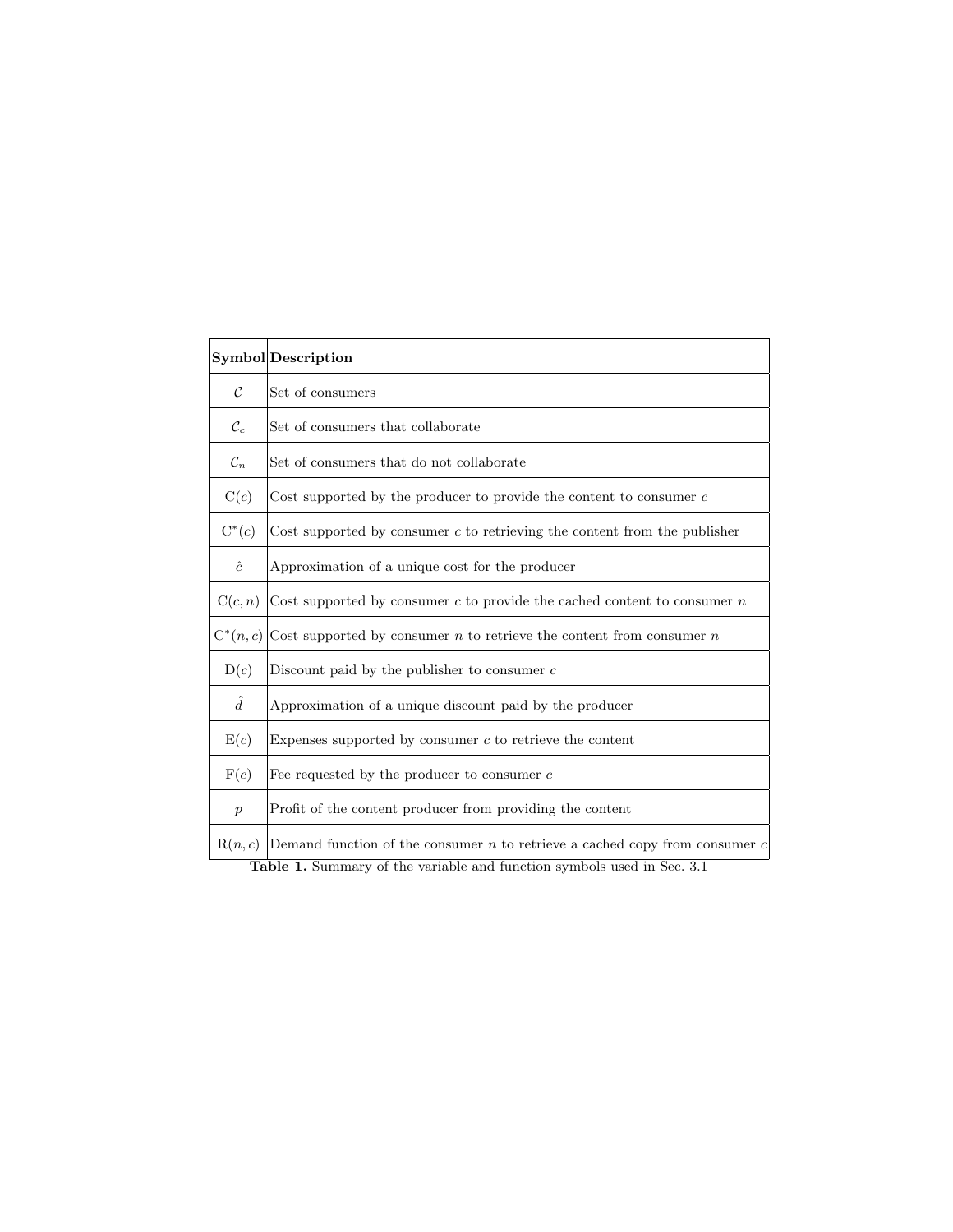| Symbol | Description |
|---|---|
| $\mathcal{C}$ | Set of consumers |
| $\mathcal{C}_c$ | Set of consumers that collaborate |
| $\mathcal{C}_n$ | Set of consumers that do not collaborate |
| $\mathrm{C}(c)$ | Cost supported by the producer to provide the content to consumer $c$ |
| $\mathrm{C}^*(c)$ | Cost supported by consumer $c$ to retrieving the content from the publisher |
| $\hat{c}$ | Approximation of a unique cost for the producer |
| $\mathrm{C}(c,n)$ | Cost supported by consumer $c$ to provide the cached content to consumer $n$ |
| $\mathrm{C}^*(n,c)$ | Cost supported by consumer $n$ to retrieve the content from consumer $n$ |
| $\mathrm{D}(c)$ | Discount paid by the publisher to consumer $c$ |
| $\hat{d}$ | Approximation of a unique discount paid by the producer |
| $\mathrm{E}(c)$ | Expenses supported by consumer $c$ to retrieve the content |
| $\mathrm{F}(c)$ | Fee requested by the producer to consumer $c$ |
| $p$ | Profit of the content producer from providing the content |
| $\mathrm{R}(n,c)$ | Demand function of the consumer $n$ to retrieve a cached copy from consumer $c$ |

**Table 1.** Summary of the variable and function symbols used in Sec. 3.1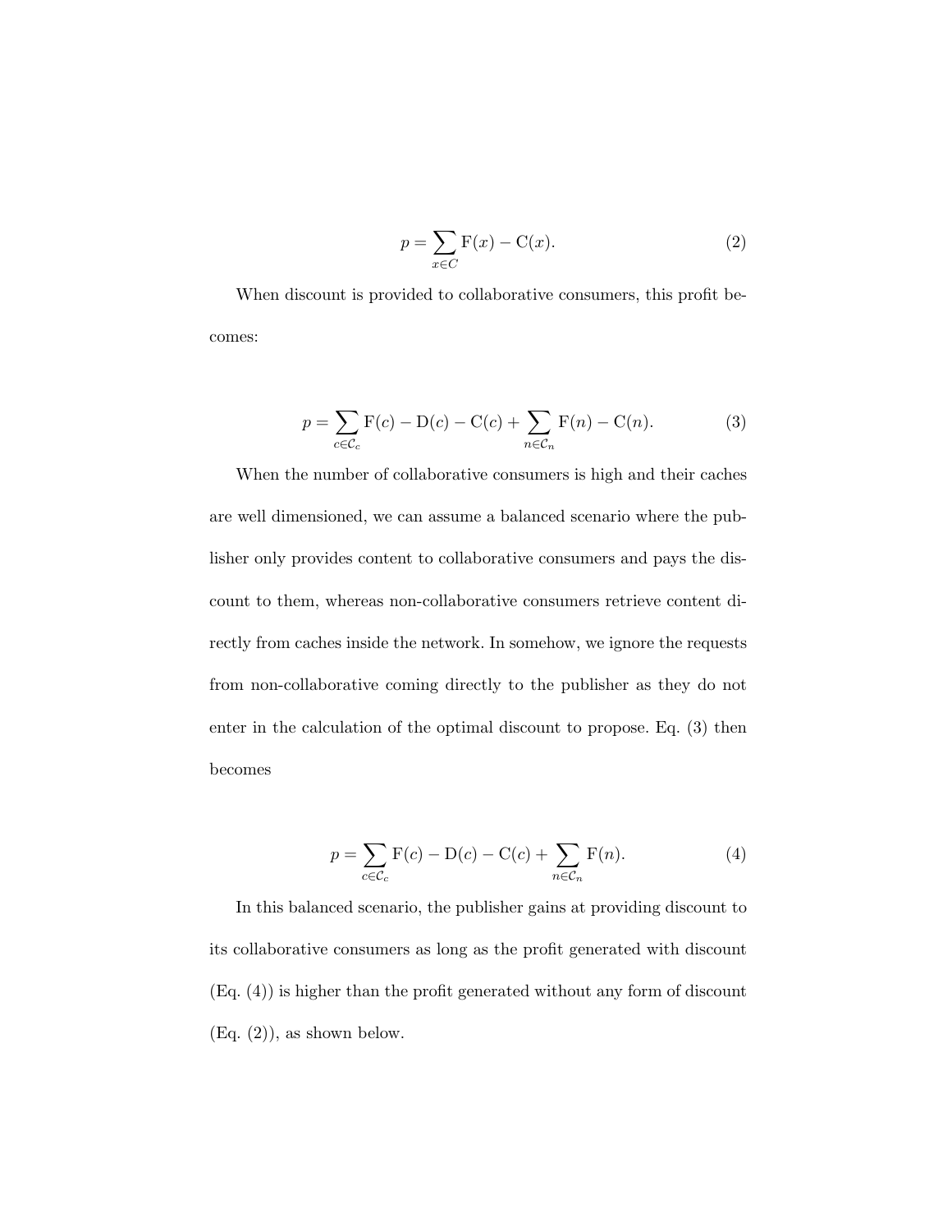$$p = \sum_{x \in C} \mathrm{F}(x) - \mathrm{C}(x). \tag{2}$$

When discount is provided to collaborative consumers, this profit becomes:

$$p = \sum_{c \in \mathcal{C}_c} \mathrm{F}(c) - \mathrm{D}(c) - \mathrm{C}(c) + \sum_{n \in \mathcal{C}_n} \mathrm{F}(n) - \mathrm{C}(n). \tag{3}$$

When the number of collaborative consumers is high and their caches are well dimensioned, we can assume a balanced scenario where the publisher only provides content to collaborative consumers and pays the discount to them, whereas non-collaborative consumers retrieve content directly from caches inside the network. In somehow, we ignore the requests from non-collaborative coming directly to the publisher as they do not enter in the calculation of the optimal discount to propose. Eq. (3) then becomes

$$p = \sum_{c \in \mathcal{C}_c} \mathrm{F}(c) - \mathrm{D}(c) - \mathrm{C}(c) + \sum_{n \in \mathcal{C}_n} \mathrm{F}(n). \tag{4}$$

In this balanced scenario, the publisher gains at providing discount to its collaborative consumers as long as the profit generated with discount (Eq. (4)) is higher than the profit generated without any form of discount (Eq. (2)), as shown below.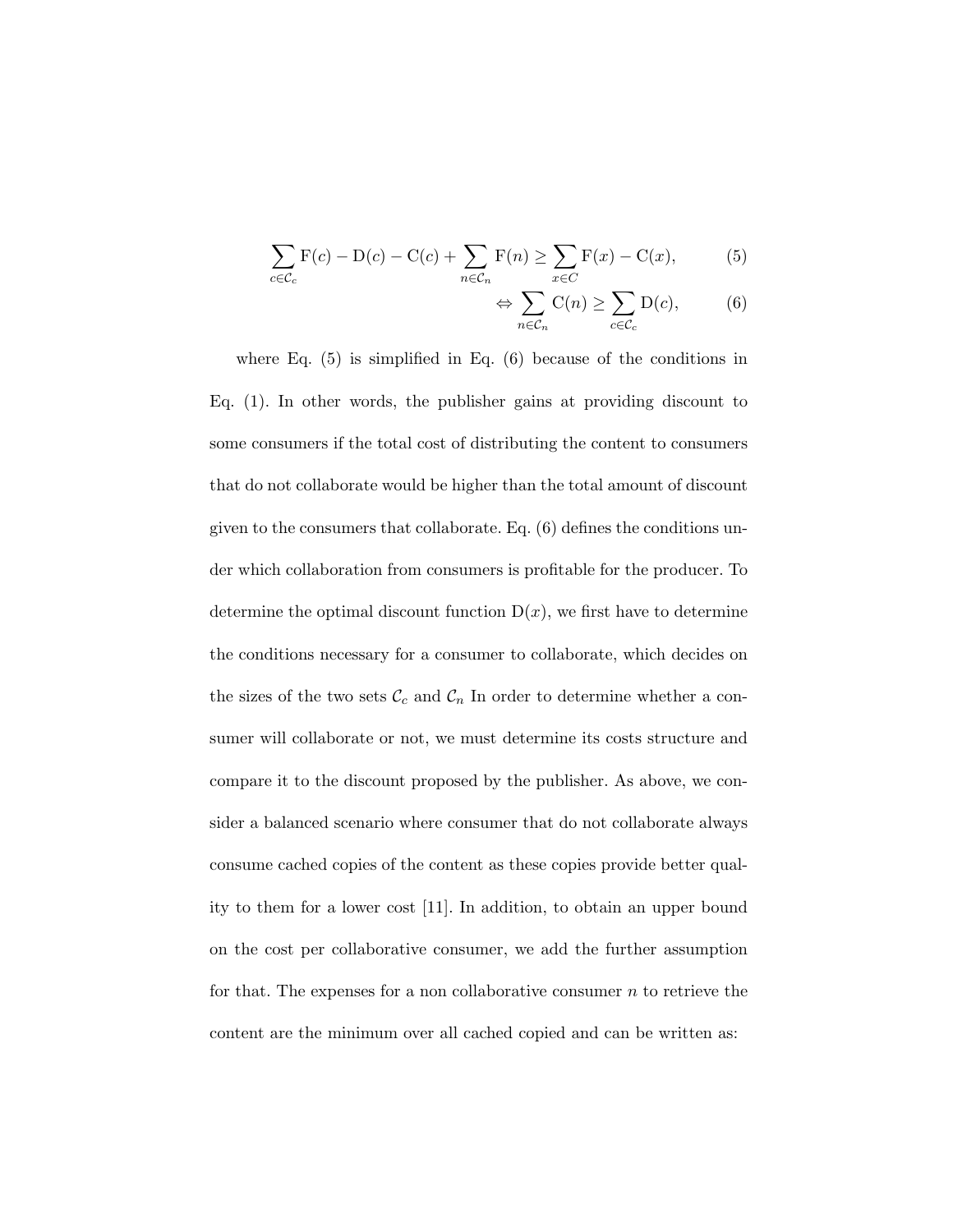$$\sum_{c \in \mathcal{C}_c} \mathrm{F}(c) - \mathrm{D}(c) - \mathrm{C}(c) + \sum_{n \in \mathcal{C}_n} \mathrm{F}(n) \geq \sum_{x \in C} \mathrm{F}(x) - \mathrm{C}(x), \tag{5}$$

$$\Leftrightarrow \sum_{n \in \mathcal{C}_n} \mathrm{C}(n) \geq \sum_{c \in \mathcal{C}_c} \mathrm{D}(c), \tag{6}$$

where Eq. (5) is simplified in Eq. (6) because of the conditions in Eq. (1). In other words, the publisher gains at providing discount to some consumers if the total cost of distributing the content to consumers that do not collaborate would be higher than the total amount of discount given to the consumers that collaborate. Eq. (6) defines the conditions under which collaboration from consumers is profitable for the producer. To determine the optimal discount function $\mathrm{D}(x)$, we first have to determine the conditions necessary for a consumer to collaborate, which decides on the sizes of the two sets $\mathcal{C}_c$ and $\mathcal{C}_n$ In order to determine whether a consumer will collaborate or not, we must determine its costs structure and compare it to the discount proposed by the publisher. As above, we consider a balanced scenario where consumer that do not collaborate always consume cached copies of the content as these copies provide better quality to them for a lower cost [11]. In addition, to obtain an upper bound on the cost per collaborative consumer, we add the further assumption for that. The expenses for a non collaborative consumer $n$ to retrieve the content are the minimum over all cached copied and can be written as: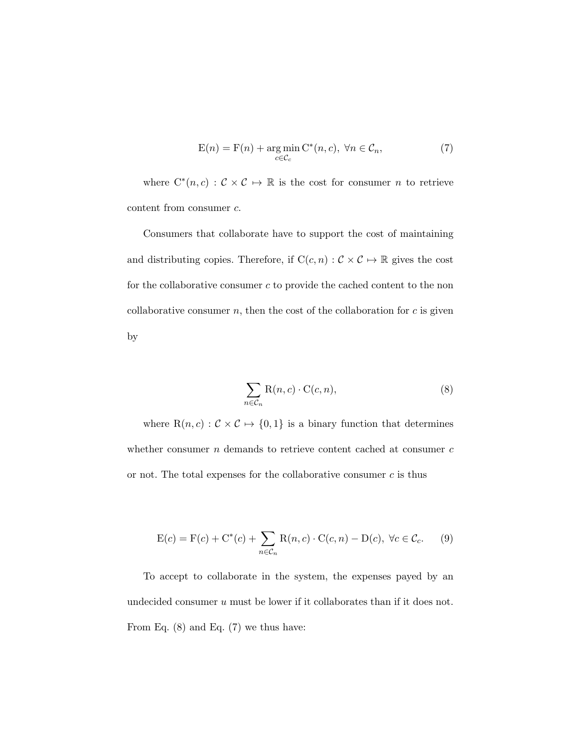$$\mathrm{E}(n) = \mathrm{F}(n) + \underset{c \in \mathcal{C}_c}{\arg\min}\, \mathrm{C}^*(n, c),\ \forall n \in \mathcal{C}_n, \tag{7}$$

where $\mathrm{C}^*(n, c) : \mathcal{C} \times \mathcal{C} \mapsto \mathbb{R}$ is the cost for consumer $n$ to retrieve content from consumer $c$.

Consumers that collaborate have to support the cost of maintaining and distributing copies. Therefore, if $\mathrm{C}(c, n) : \mathcal{C} \times \mathcal{C} \mapsto \mathbb{R}$ gives the cost for the collaborative consumer $c$ to provide the cached content to the non collaborative consumer $n$, then the cost of the collaboration for $c$ is given by

$$\sum_{n \in \mathcal{C}_n} \mathrm{R}(n, c) \cdot \mathrm{C}(c, n), \tag{8}$$

where $\mathrm{R}(n, c) : \mathcal{C} \times \mathcal{C} \mapsto \{0, 1\}$ is a binary function that determines whether consumer $n$ demands to retrieve content cached at consumer $c$ or not. The total expenses for the collaborative consumer $c$ is thus

$$\mathrm{E}(c) = \mathrm{F}(c) + \mathrm{C}^*(c) + \sum_{n \in \mathcal{C}_n} \mathrm{R}(n, c) \cdot \mathrm{C}(c, n) - \mathrm{D}(c),\ \forall c \in \mathcal{C}_c. \tag{9}$$

To accept to collaborate in the system, the expenses payed by an undecided consumer $u$ must be lower if it collaborates than if it does not. From Eq. (8) and Eq. (7) we thus have: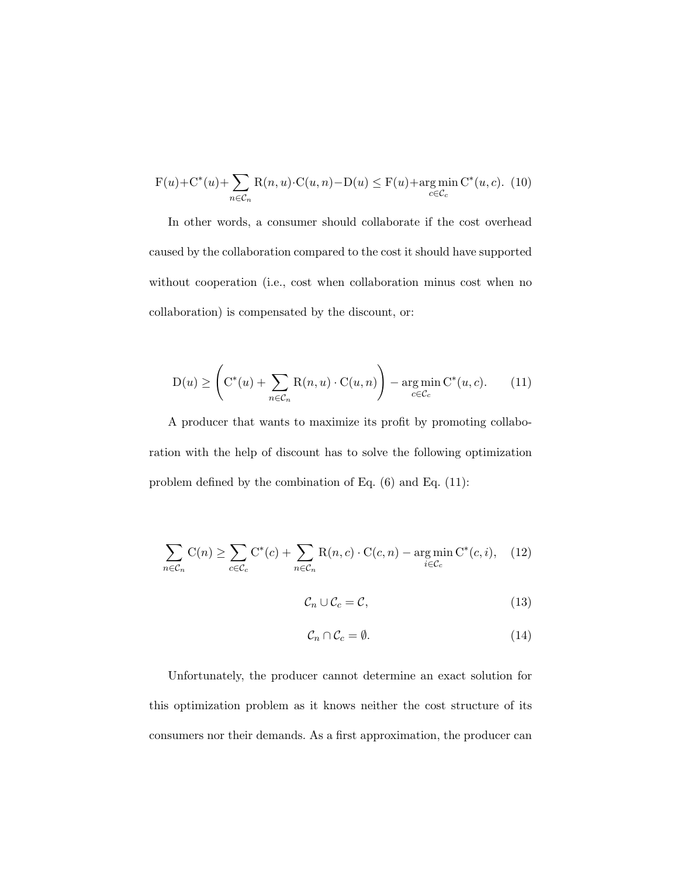$$\mathrm{F}(u)+\mathrm{C}^*(u)+\sum_{n\in\mathcal{C}_n}\mathrm{R}(n,u)\cdot\mathrm{C}(u,n)-\mathrm{D}(u)\leq\mathrm{F}(u)+\operatorname*{arg\,min}_{c\in\mathcal{C}_c}\mathrm{C}^*(u,c). \quad (10)$$

In other words, a consumer should collaborate if the cost overhead caused by the collaboration compared to the cost it should have supported without cooperation (i.e., cost when collaboration minus cost when no collaboration) is compensated by the discount, or:

$$\mathrm{D}(u)\geq\left(\mathrm{C}^*(u)+\sum_{n\in\mathcal{C}_n}\mathrm{R}(n,u)\cdot\mathrm{C}(u,n)\right)-\operatorname*{arg\,min}_{c\in\mathcal{C}_c}\mathrm{C}^*(u,c). \quad (11)$$

A producer that wants to maximize its profit by promoting collaboration with the help of discount has to solve the following optimization problem defined by the combination of Eq. (6) and Eq. (11):

$$\sum_{n\in\mathcal{C}_n}\mathrm{C}(n)\geq\sum_{c\in\mathcal{C}_c}\mathrm{C}^*(c)+\sum_{n\in\mathcal{C}_n}\mathrm{R}(n,c)\cdot\mathrm{C}(c,n)-\operatorname*{arg\,min}_{i\in\mathcal{C}_c}\mathrm{C}^*(c,i), \quad (12)$$

$$\mathcal{C}_n\cup\mathcal{C}_c=\mathcal{C}, \quad (13)$$

$$\mathcal{C}_n\cap\mathcal{C}_c=\emptyset. \quad (14)$$

Unfortunately, the producer cannot determine an exact solution for this optimization problem as it knows neither the cost structure of its consumers nor their demands. As a first approximation, the producer can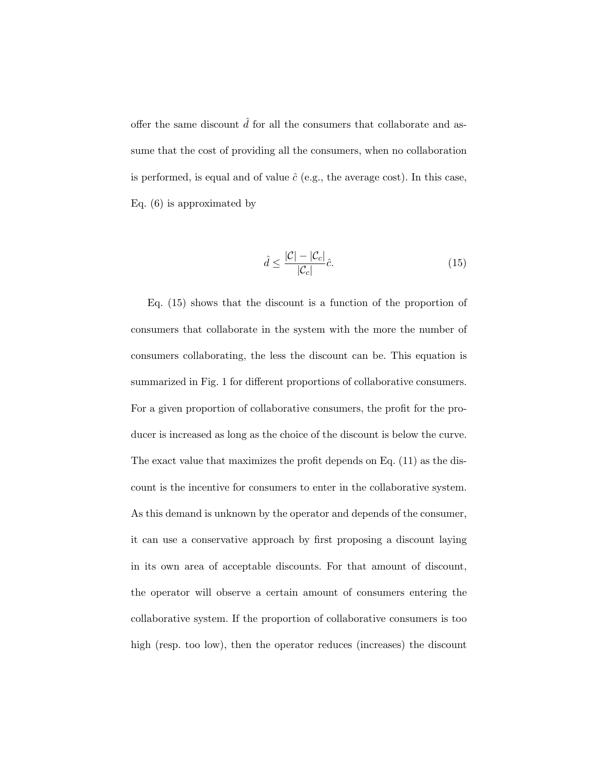offer the same discount $\hat{d}$ for all the consumers that collaborate and assume that the cost of providing all the consumers, when no collaboration is performed, is equal and of value $\hat{c}$ (e.g., the average cost). In this case, Eq. (6) is approximated by

$$\hat{d} \leq \frac{|\mathcal{C}| - |\mathcal{C}_c|}{|\mathcal{C}_c|}\hat{c}. \tag{15}$$

Eq. (15) shows that the discount is a function of the proportion of consumers that collaborate in the system with the more the number of consumers collaborating, the less the discount can be. This equation is summarized in Fig. 1 for different proportions of collaborative consumers. For a given proportion of collaborative consumers, the profit for the producer is increased as long as the choice of the discount is below the curve. The exact value that maximizes the profit depends on Eq. (11) as the discount is the incentive for consumers to enter in the collaborative system. As this demand is unknown by the operator and depends of the consumer, it can use a conservative approach by first proposing a discount laying in its own area of acceptable discounts. For that amount of discount, the operator will observe a certain amount of consumers entering the collaborative system. If the proportion of collaborative consumers is too high (resp. too low), then the operator reduces (increases) the discount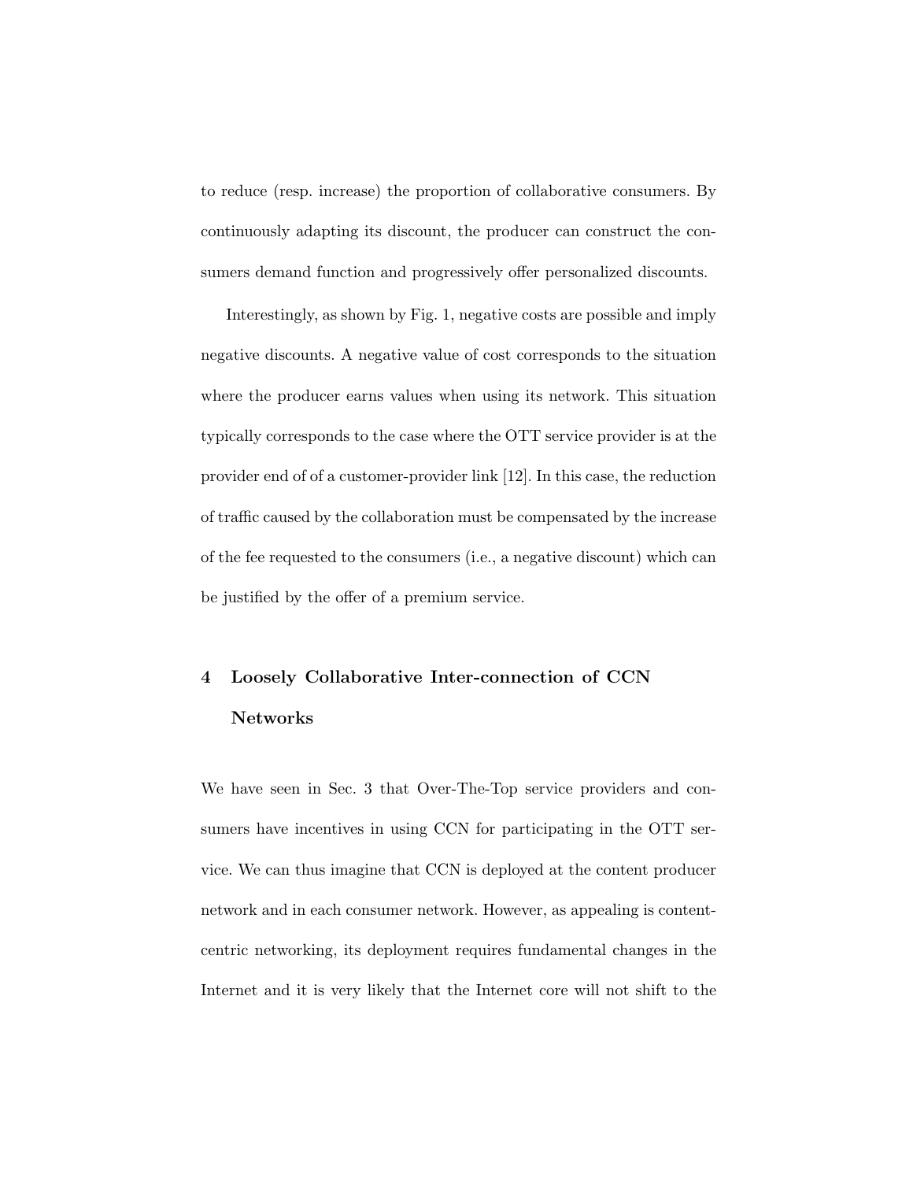to reduce (resp. increase) the proportion of collaborative consumers. By continuously adapting its discount, the producer can construct the consumers demand function and progressively offer personalized discounts.

Interestingly, as shown by Fig. 1, negative costs are possible and imply negative discounts. A negative value of cost corresponds to the situation where the producer earns values when using its network. This situation typically corresponds to the case where the OTT service provider is at the provider end of of a customer-provider link [12]. In this case, the reduction of traffic caused by the collaboration must be compensated by the increase of the fee requested to the consumers (i.e., a negative discount) which can be justified by the offer of a premium service.

## 4 Loosely Collaborative Inter-connection of CCN Networks

We have seen in Sec. 3 that Over-The-Top service providers and consumers have incentives in using CCN for participating in the OTT service. We can thus imagine that CCN is deployed at the content producer network and in each consumer network. However, as appealing is content-centric networking, its deployment requires fundamental changes in the Internet and it is very likely that the Internet core will not shift to the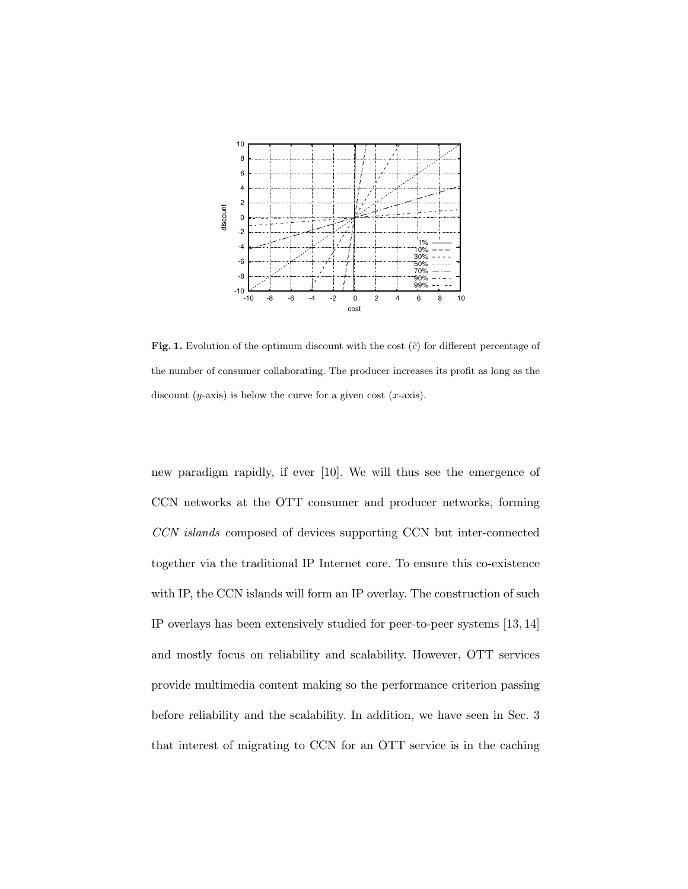10
8
6
4
2
0
-2
-4
-6
-8
-10

-10 -8 -6 -4 -2 0 2 4 6 8 10

discount

cost

1%
10%
30%
50%
70%
90%
99%

**Fig. 1.** Evolution of the optimum discount with the cost ($\hat{c}$) for different percentage of the number of consumer collaborating. The producer increases its profit as long as the discount ($y$-axis) is below the curve for a given cost ($x$-axis).

new paradigm rapidly, if ever [10]. We will thus see the emergence of CCN networks at the OTT consumer and producer networks, forming *CCN islands* composed of devices supporting CCN but inter-connected together via the traditional IP Internet core. To ensure this co-existence with IP, the CCN islands will form an IP overlay. The construction of such IP overlays has been extensively studied for peer-to-peer systems [13, 14] and mostly focus on reliability and scalability. However, OTT services provide multimedia content making so the performance criterion passing before reliability and the scalability. In addition, we have seen in Sec. 3 that interest of migrating to CCN for an OTT service is in the caching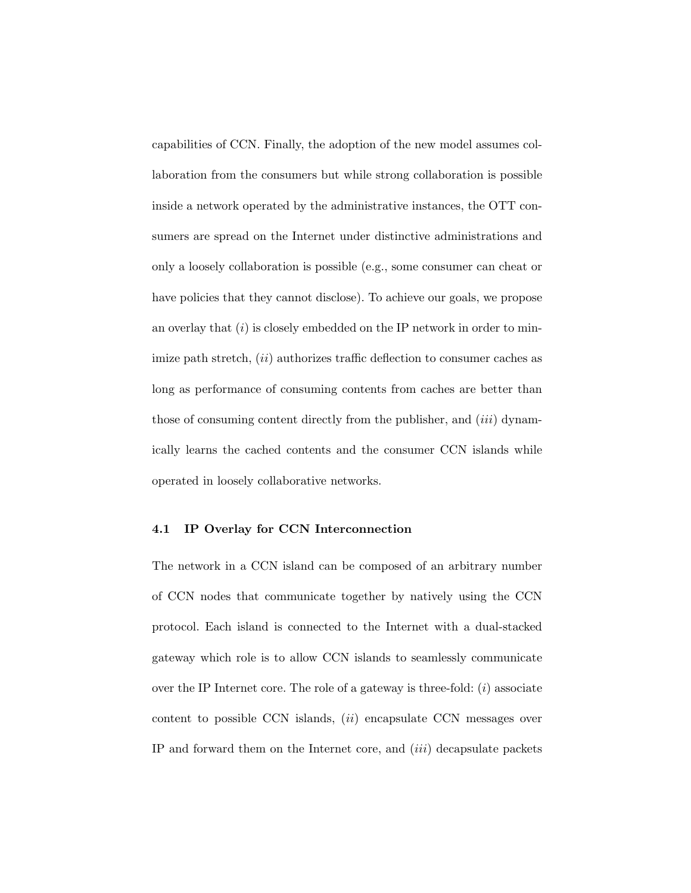capabilities of CCN. Finally, the adoption of the new model assumes collaboration from the consumers but while strong collaboration is possible inside a network operated by the administrative instances, the OTT consumers are spread on the Internet under distinctive administrations and only a loosely collaboration is possible (e.g., some consumer can cheat or have policies that they cannot disclose). To achieve our goals, we propose an overlay that (*i*) is closely embedded on the IP network in order to minimize path stretch, (*ii*) authorizes traffic deflection to consumer caches as long as performance of consuming contents from caches are better than those of consuming content directly from the publisher, and (*iii*) dynamically learns the cached contents and the consumer CCN islands while operated in loosely collaborative networks.

### 4.1 IP Overlay for CCN Interconnection

The network in a CCN island can be composed of an arbitrary number of CCN nodes that communicate together by natively using the CCN protocol. Each island is connected to the Internet with a dual-stacked gateway which role is to allow CCN islands to seamlessly communicate over the IP Internet core. The role of a gateway is three-fold: (*i*) associate content to possible CCN islands, (*ii*) encapsulate CCN messages over IP and forward them on the Internet core, and (*iii*) decapsulate packets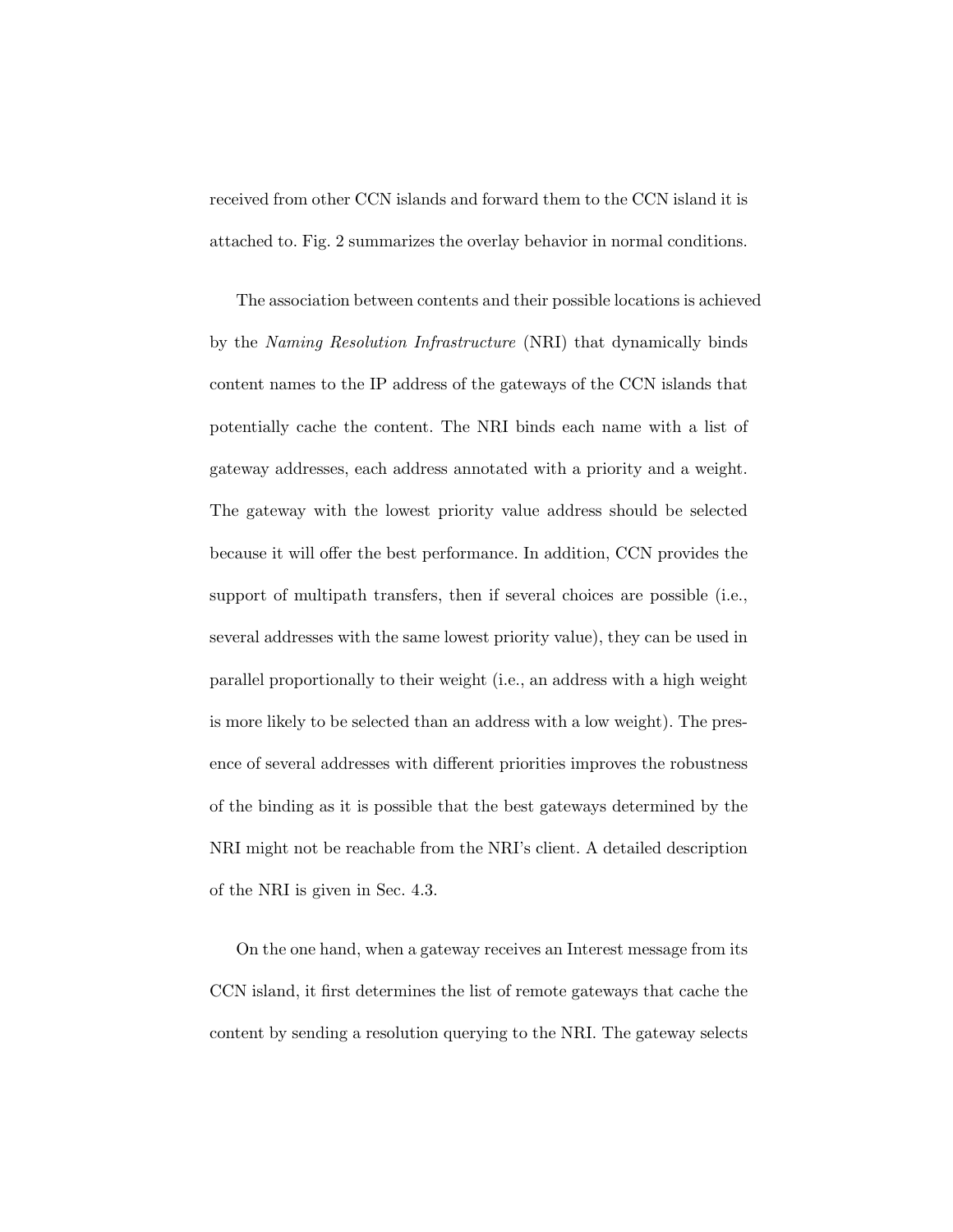received from other CCN islands and forward them to the CCN island it is attached to. Fig. 2 summarizes the overlay behavior in normal conditions.

The association between contents and their possible locations is achieved by the *Naming Resolution Infrastructure* (NRI) that dynamically binds content names to the IP address of the gateways of the CCN islands that potentially cache the content. The NRI binds each name with a list of gateway addresses, each address annotated with a priority and a weight. The gateway with the lowest priority value address should be selected because it will offer the best performance. In addition, CCN provides the support of multipath transfers, then if several choices are possible (i.e., several addresses with the same lowest priority value), they can be used in parallel proportionally to their weight (i.e., an address with a high weight is more likely to be selected than an address with a low weight). The presence of several addresses with different priorities improves the robustness of the binding as it is possible that the best gateways determined by the NRI might not be reachable from the NRI's client. A detailed description of the NRI is given in Sec. 4.3.

On the one hand, when a gateway receives an Interest message from its CCN island, it first determines the list of remote gateways that cache the content by sending a resolution querying to the NRI. The gateway selects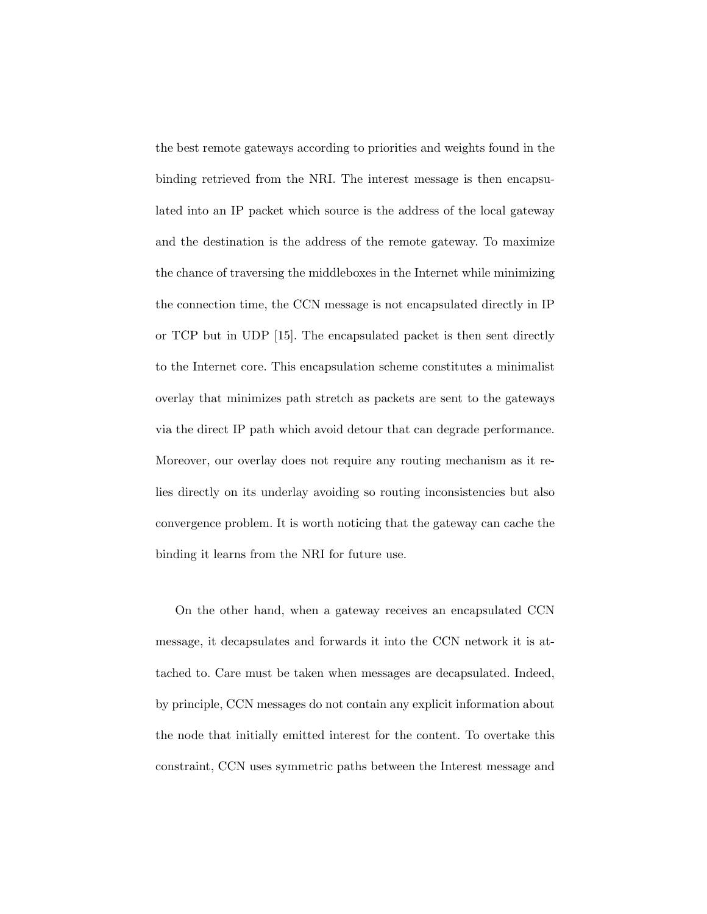the best remote gateways according to priorities and weights found in the binding retrieved from the NRI. The interest message is then encapsulated into an IP packet which source is the address of the local gateway and the destination is the address of the remote gateway. To maximize the chance of traversing the middleboxes in the Internet while minimizing the connection time, the CCN message is not encapsulated directly in IP or TCP but in UDP [15]. The encapsulated packet is then sent directly to the Internet core. This encapsulation scheme constitutes a minimalist overlay that minimizes path stretch as packets are sent to the gateways via the direct IP path which avoid detour that can degrade performance. Moreover, our overlay does not require any routing mechanism as it relies directly on its underlay avoiding so routing inconsistencies but also convergence problem. It is worth noticing that the gateway can cache the binding it learns from the NRI for future use.

On the other hand, when a gateway receives an encapsulated CCN message, it decapsulates and forwards it into the CCN network it is attached to. Care must be taken when messages are decapsulated. Indeed, by principle, CCN messages do not contain any explicit information about the node that initially emitted interest for the content. To overtake this constraint, CCN uses symmetric paths between the Interest message and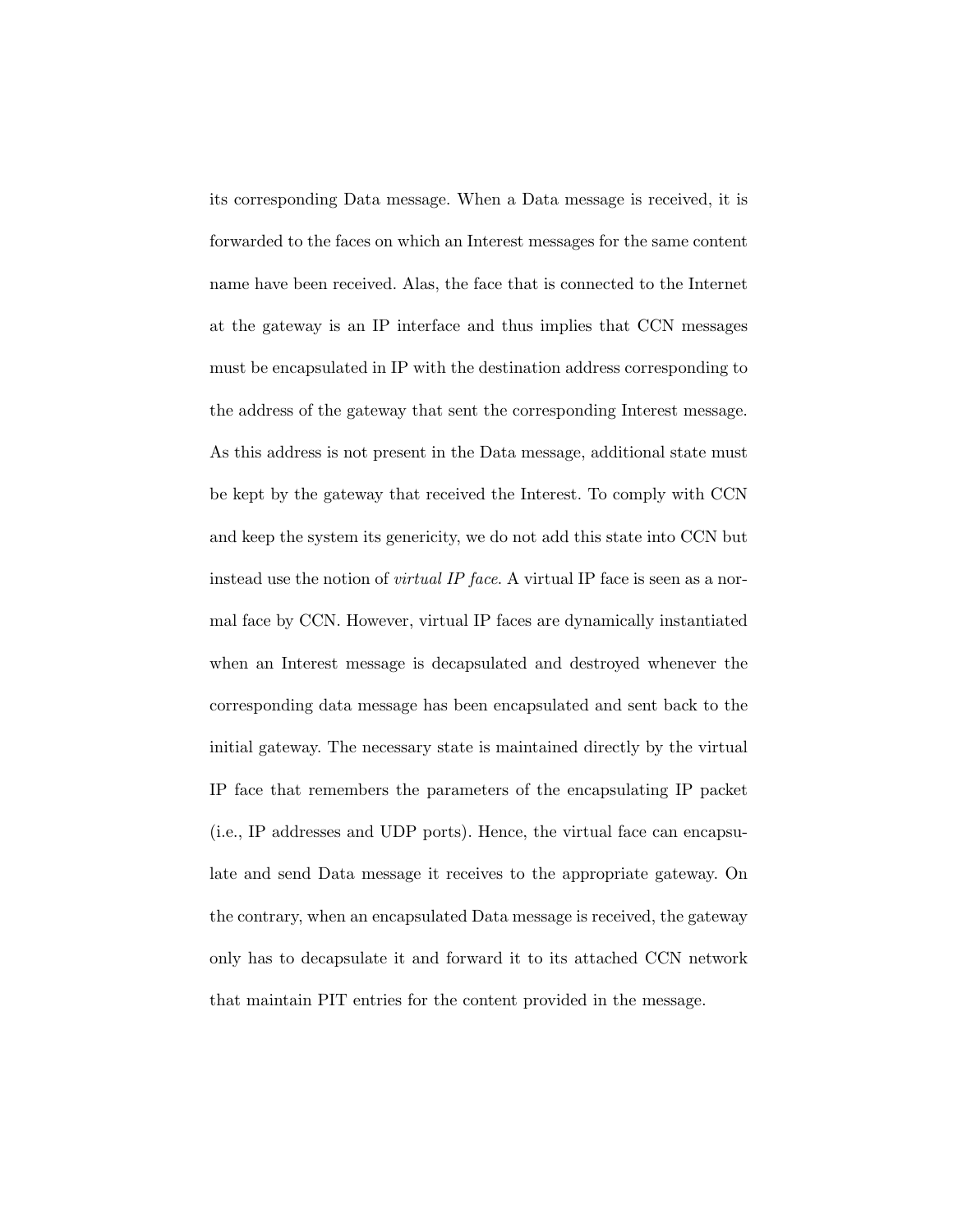its corresponding Data message. When a Data message is received, it is forwarded to the faces on which an Interest messages for the same content name have been received. Alas, the face that is connected to the Internet at the gateway is an IP interface and thus implies that CCN messages must be encapsulated in IP with the destination address corresponding to the address of the gateway that sent the corresponding Interest message. As this address is not present in the Data message, additional state must be kept by the gateway that received the Interest. To comply with CCN and keep the system its genericity, we do not add this state into CCN but instead use the notion of *virtual IP face*. A virtual IP face is seen as a normal face by CCN. However, virtual IP faces are dynamically instantiated when an Interest message is decapsulated and destroyed whenever the corresponding data message has been encapsulated and sent back to the initial gateway. The necessary state is maintained directly by the virtual IP face that remembers the parameters of the encapsulating IP packet (i.e., IP addresses and UDP ports). Hence, the virtual face can encapsulate and send Data message it receives to the appropriate gateway. On the contrary, when an encapsulated Data message is received, the gateway only has to decapsulate it and forward it to its attached CCN network that maintain PIT entries for the content provided in the message.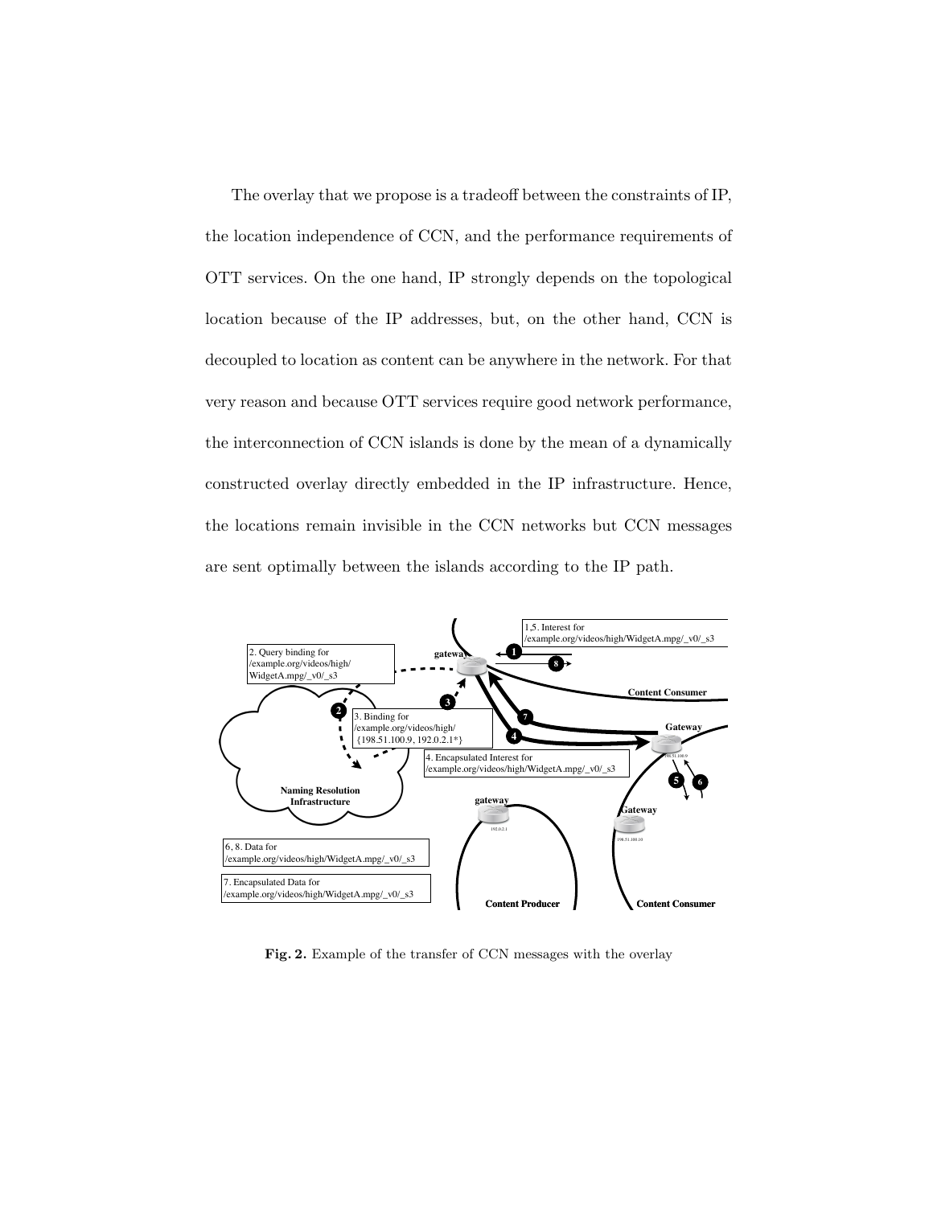The overlay that we propose is a tradeoff between the constraints of IP, the location independence of CCN, and the performance requirements of OTT services. On the one hand, IP strongly depends on the topological location because of the IP addresses, but, on the other hand, CCN is decoupled to location as content can be anywhere in the network. For that very reason and because OTT services require good network performance, the interconnection of CCN islands is done by the mean of a dynamically constructed overlay directly embedded in the IP infrastructure. Hence, the locations remain invisible in the CCN networks but CCN messages are sent optimally between the islands according to the IP path.

1,5. Interest for /example.org/videos/high/WidgetA.mpg/_v0/_s3

2. Query binding for /example.org/videos/high/WidgetA.mpg/_v0/_s3

3. Binding for /example.org/videos/high/ {198.51.100.9, 192.0.2.1*}

4. Encapsulated Interest for /example.org/videos/high/WidgetA.mpg/_v0/_s3

6, 8. Data for /example.org/videos/high/WidgetA.mpg/_v0/_s3

7. Encapsulated Data for /example.org/videos/high/WidgetA.mpg/_v0/_s3

gateway

Gateway

Content Consumer

Naming Resolution Infrastructure

Content Producer

198.51.100.9

192.0.2.1

198.51.100.10

**Fig. 2.** Example of the transfer of CCN messages with the overlay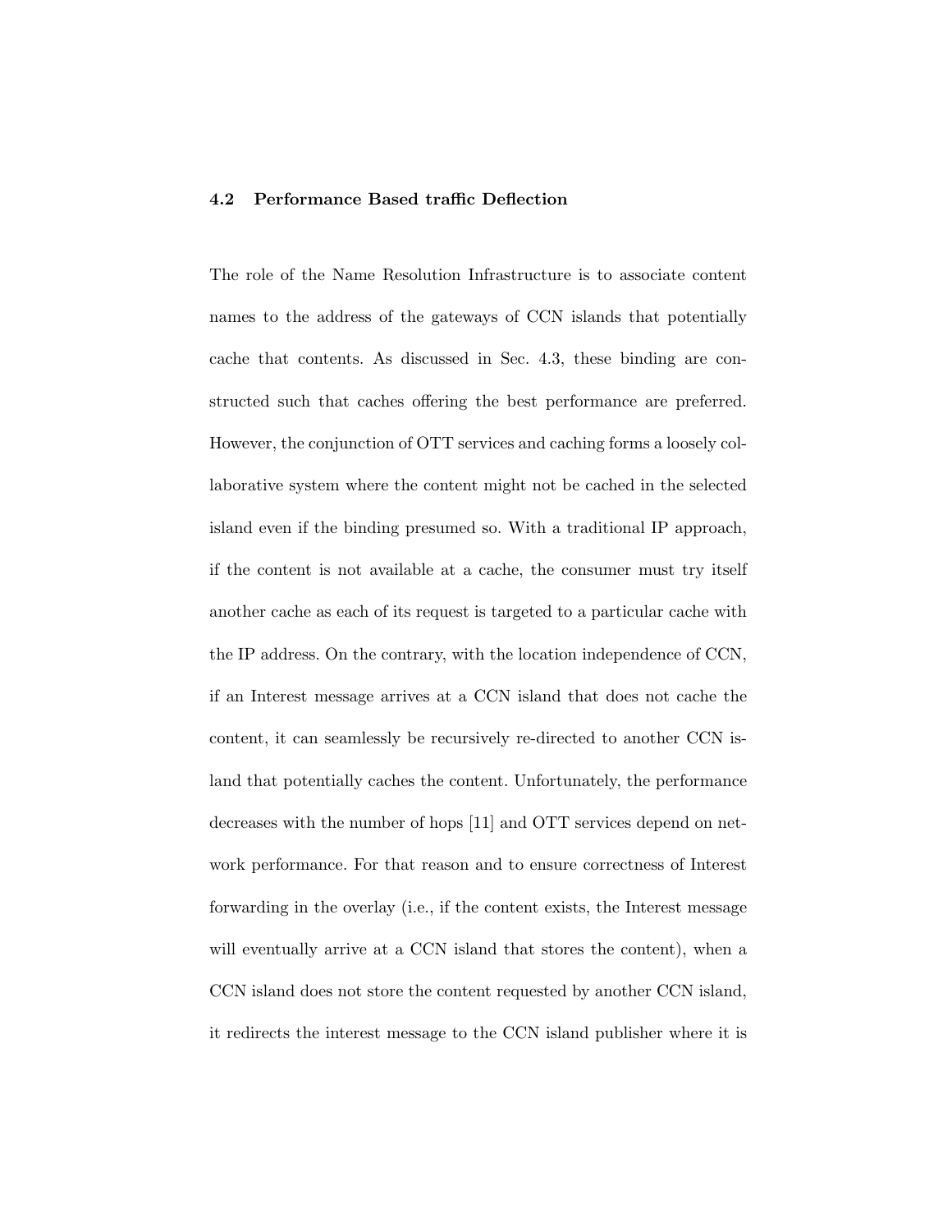### 4.2 Performance Based traffic Deflection

The role of the Name Resolution Infrastructure is to associate content names to the address of the gateways of CCN islands that potentially cache that contents. As discussed in Sec. 4.3, these binding are constructed such that caches offering the best performance are preferred. However, the conjunction of OTT services and caching forms a loosely collaborative system where the content might not be cached in the selected island even if the binding presumed so. With a traditional IP approach, if the content is not available at a cache, the consumer must try itself another cache as each of its request is targeted to a particular cache with the IP address. On the contrary, with the location independence of CCN, if an Interest message arrives at a CCN island that does not cache the content, it can seamlessly be recursively re-directed to another CCN island that potentially caches the content. Unfortunately, the performance decreases with the number of hops [11] and OTT services depend on network performance. For that reason and to ensure correctness of Interest forwarding in the overlay (i.e., if the content exists, the Interest message will eventually arrive at a CCN island that stores the content), when a CCN island does not store the content requested by another CCN island, it redirects the interest message to the CCN island publisher where it is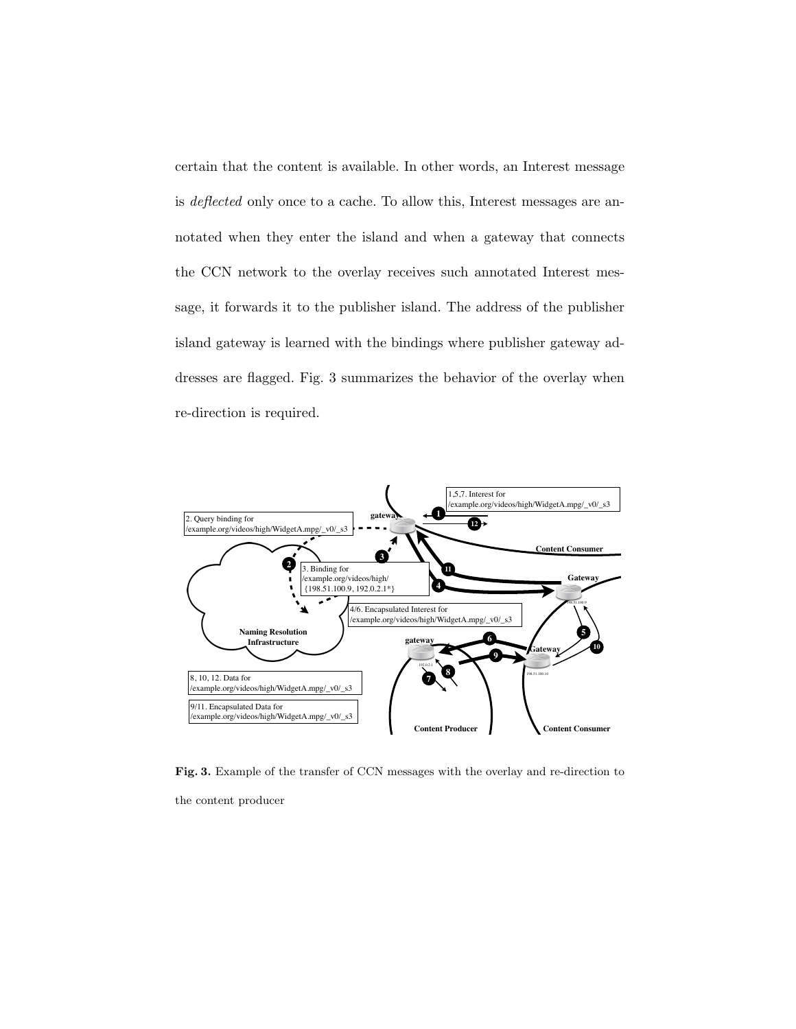certain that the content is available. In other words, an Interest message is *deflected* only once to a cache. To allow this, Interest messages are annotated when they enter the island and when a gateway that connects the CCN network to the overlay receives such annotated Interest message, it forwards it to the publisher island. The address of the publisher island gateway is learned with the bindings where publisher gateway addresses are flagged. Fig. 3 summarizes the behavior of the overlay when re-direction is required.

**Fig. 3.** Example of the transfer of CCN messages with the overlay and re-direction to the content producer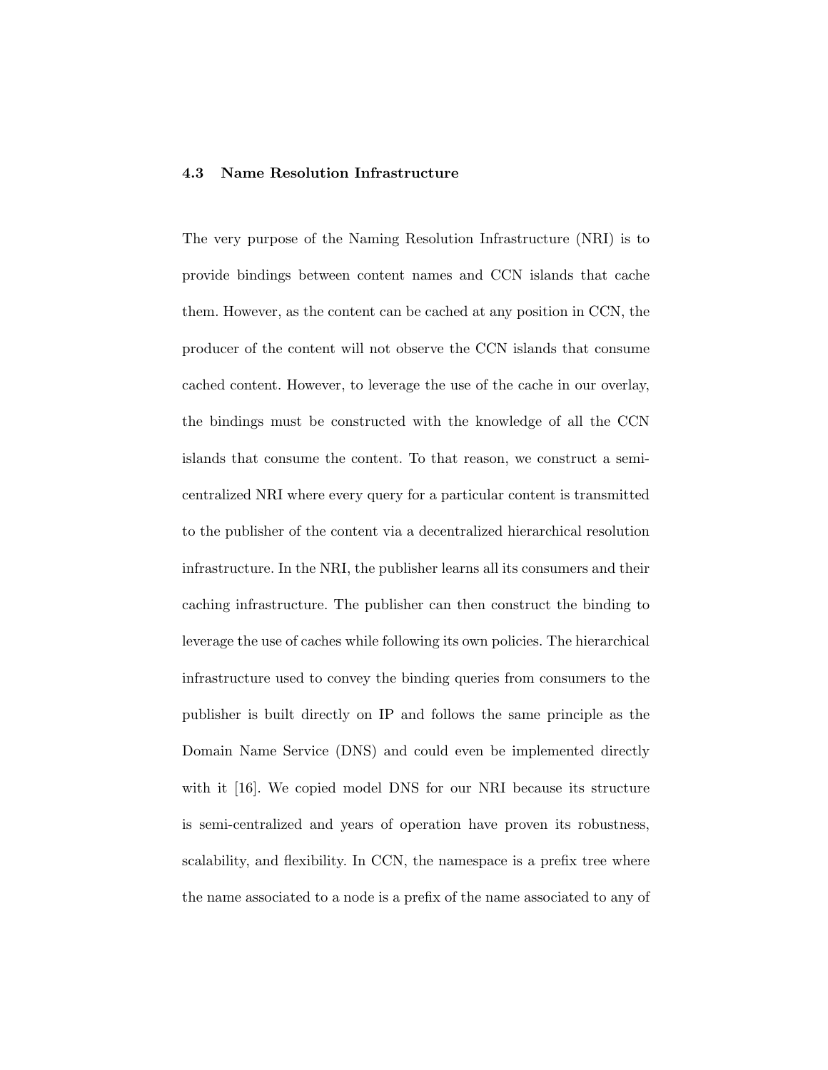### 4.3 Name Resolution Infrastructure

The very purpose of the Naming Resolution Infrastructure (NRI) is to provide bindings between content names and CCN islands that cache them. However, as the content can be cached at any position in CCN, the producer of the content will not observe the CCN islands that consume cached content. However, to leverage the use of the cache in our overlay, the bindings must be constructed with the knowledge of all the CCN islands that consume the content. To that reason, we construct a semi-centralized NRI where every query for a particular content is transmitted to the publisher of the content via a decentralized hierarchical resolution infrastructure. In the NRI, the publisher learns all its consumers and their caching infrastructure. The publisher can then construct the binding to leverage the use of caches while following its own policies. The hierarchical infrastructure used to convey the binding queries from consumers to the publisher is built directly on IP and follows the same principle as the Domain Name Service (DNS) and could even be implemented directly with it [16]. We copied model DNS for our NRI because its structure is semi-centralized and years of operation have proven its robustness, scalability, and flexibility. In CCN, the namespace is a prefix tree where the name associated to a node is a prefix of the name associated to any of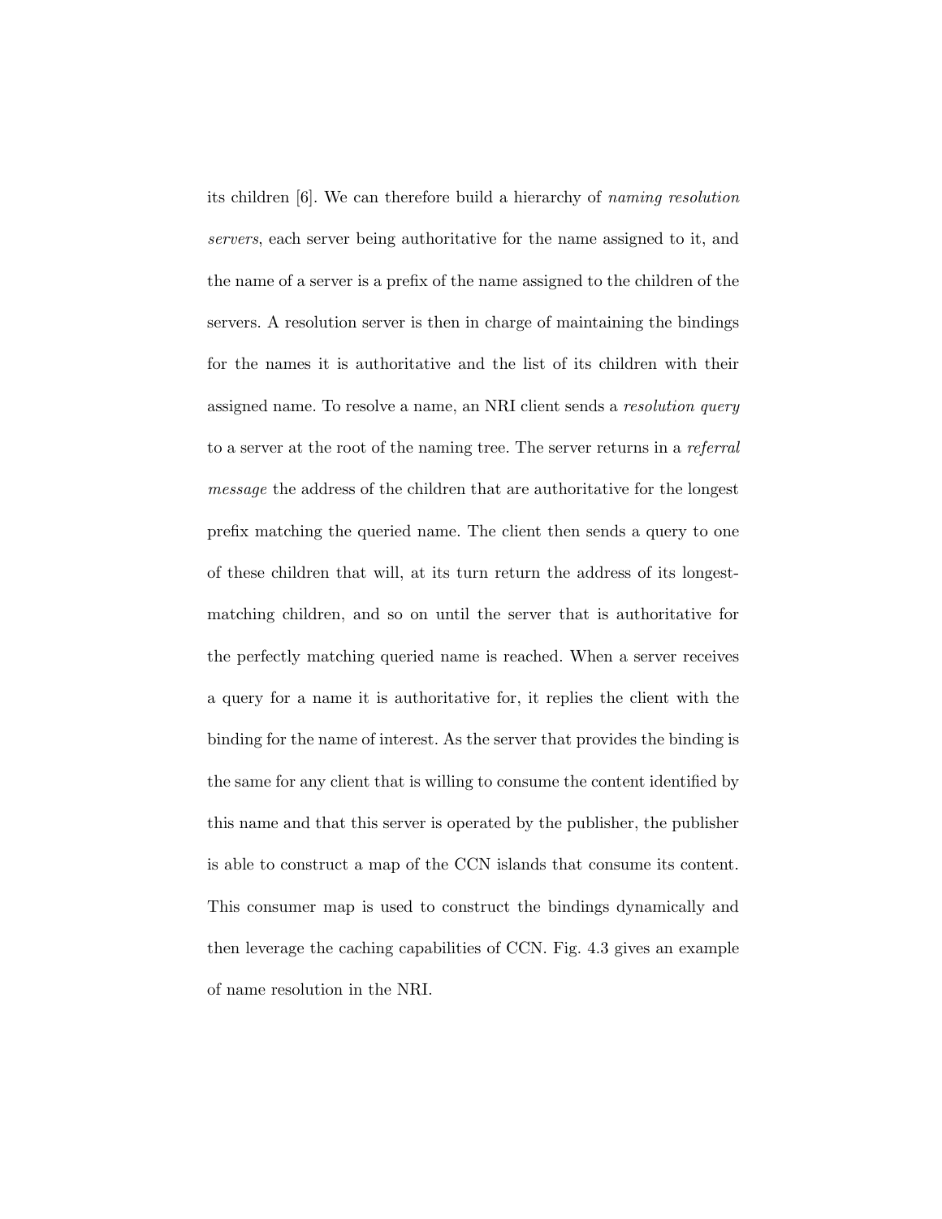its children [6]. We can therefore build a hierarchy of *naming resolution servers*, each server being authoritative for the name assigned to it, and the name of a server is a prefix of the name assigned to the children of the servers. A resolution server is then in charge of maintaining the bindings for the names it is authoritative and the list of its children with their assigned name. To resolve a name, an NRI client sends a *resolution query* to a server at the root of the naming tree. The server returns in a *referral message* the address of the children that are authoritative for the longest prefix matching the queried name. The client then sends a query to one of these children that will, at its turn return the address of its longest-matching children, and so on until the server that is authoritative for the perfectly matching queried name is reached. When a server receives a query for a name it is authoritative for, it replies the client with the binding for the name of interest. As the server that provides the binding is the same for any client that is willing to consume the content identified by this name and that this server is operated by the publisher, the publisher is able to construct a map of the CCN islands that consume its content. This consumer map is used to construct the bindings dynamically and then leverage the caching capabilities of CCN. Fig. 4.3 gives an example of name resolution in the NRI.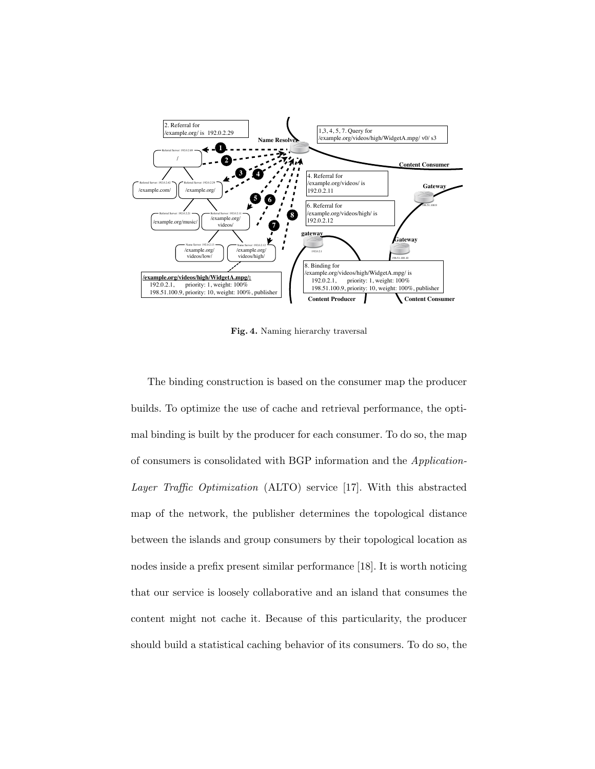2. Referral for
/example.org/ is 192.0.2.29

Name Resolver

1,3, 4, 5, 7. Query for
/example.org/videos/high/WidgetA.mpg/ v0/ s3

Referral Server: 192.0.2.69
/

Content Consumer

4. Referral for
/example.org/videos/ is
192.0.2.11

Referral Server: 192.0.2.42
/example.com/

Referral Server: 192.0.2.29
/example.org/

Gateway

198.51.100.9

Referral Server: 192.0.2.21
/example.org/music/

Referral Server: 192.0.2.11
/example.org/
videos/

6. Referral for
/example.org/videos/high/ is
192.0.2.12

gateway

192.0.2.1

Gateway

198.51.100.10

Name Server: 192.0.2.13
/example.org/
videos/low/

Name Server: 192.0.2.12
/example.org/
videos/high/

8. Binding for
/example.org/videos/high/WidgetA.mpg/ is
192.0.2.1, priority: 1, weight: 100%
198.51.100.9, priority: 10, weight: 100%, publisher

**/example.org/videos/high/WidgetA.mpg/:**
192.0.2.1, priority: 1, weight: 100%
198.51.100.9, priority: 10, weight: 100%, publisher

Content Producer

Content Consumer

**Fig. 4.** Naming hierarchy traversal

The binding construction is based on the consumer map the producer builds. To optimize the use of cache and retrieval performance, the optimal binding is built by the producer for each consumer. To do so, the map of consumers is consolidated with BGP information and the *Application-Layer Traffic Optimization* (ALTO) service [17]. With this abstracted map of the network, the publisher determines the topological distance between the islands and group consumers by their topological location as nodes inside a prefix present similar performance [18]. It is worth noticing that our service is loosely collaborative and an island that consumes the content might not cache it. Because of this particularity, the producer should build a statistical caching behavior of its consumers. To do so, the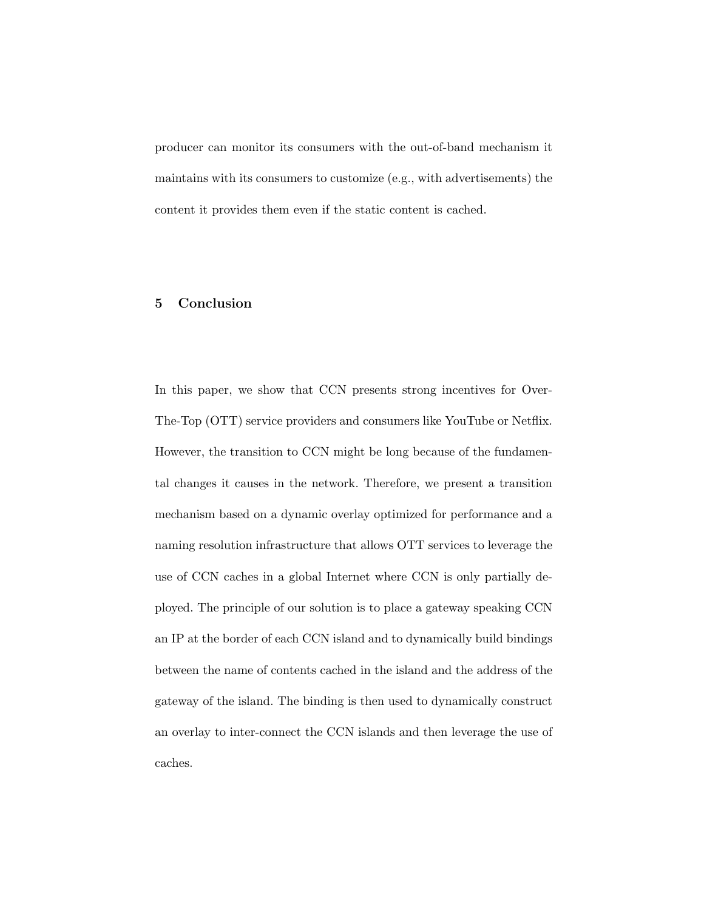producer can monitor its consumers with the out-of-band mechanism it maintains with its consumers to customize (e.g., with advertisements) the content it provides them even if the static content is cached.

## 5 Conclusion

In this paper, we show that CCN presents strong incentives for Over-The-Top (OTT) service providers and consumers like YouTube or Netflix. However, the transition to CCN might be long because of the fundamental changes it causes in the network. Therefore, we present a transition mechanism based on a dynamic overlay optimized for performance and a naming resolution infrastructure that allows OTT services to leverage the use of CCN caches in a global Internet where CCN is only partially deployed. The principle of our solution is to place a gateway speaking CCN an IP at the border of each CCN island and to dynamically build bindings between the name of contents cached in the island and the address of the gateway of the island. The binding is then used to dynamically construct an overlay to inter-connect the CCN islands and then leverage the use of caches.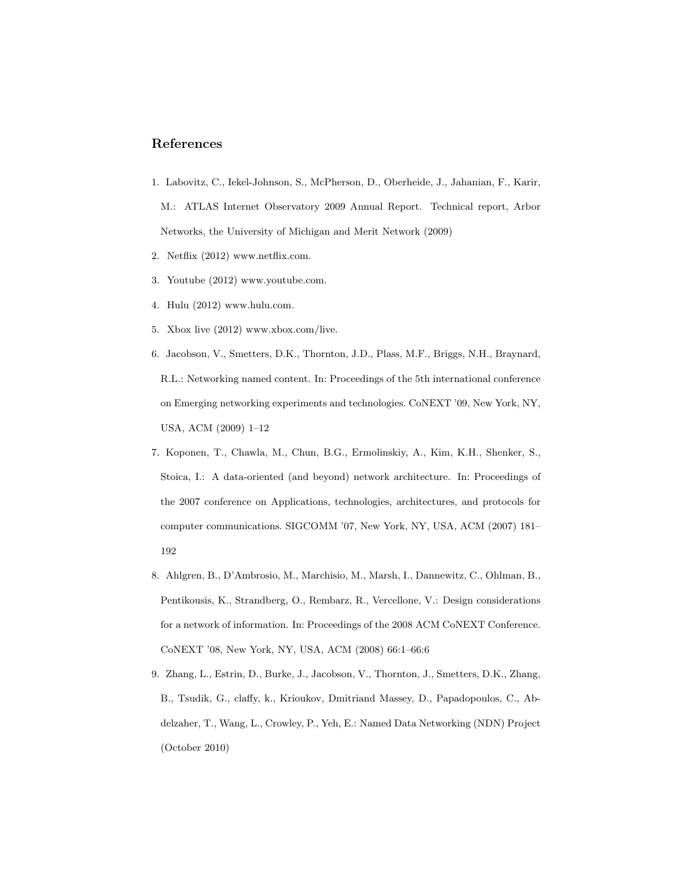## References

1. Labovitz, C., Iekel-Johnson, S., McPherson, D., Oberheide, J., Jahanian, F., Karir, M.: ATLAS Internet Observatory 2009 Annual Report. Technical report, Arbor Networks, the University of Michigan and Merit Network (2009)
2. Netflix (2012) www.netflix.com.
3. Youtube (2012) www.youtube.com.
4. Hulu (2012) www.hulu.com.
5. Xbox live (2012) www.xbox.com/live.
6. Jacobson, V., Smetters, D.K., Thornton, J.D., Plass, M.F., Briggs, N.H., Braynard, R.L.: Networking named content. In: Proceedings of the 5th international conference on Emerging networking experiments and technologies. CoNEXT '09, New York, NY, USA, ACM (2009) 1–12
7. Koponen, T., Chawla, M., Chun, B.G., Ermolinskiy, A., Kim, K.H., Shenker, S., Stoica, I.: A data-oriented (and beyond) network architecture. In: Proceedings of the 2007 conference on Applications, technologies, architectures, and protocols for computer communications. SIGCOMM '07, New York, NY, USA, ACM (2007) 181–192
8. Ahlgren, B., D'Ambrosio, M., Marchisio, M., Marsh, I., Dannewitz, C., Ohlman, B., Pentikousis, K., Strandberg, O., Rembarz, R., Vercellone, V.: Design considerations for a network of information. In: Proceedings of the 2008 ACM CoNEXT Conference. CoNEXT '08, New York, NY, USA, ACM (2008) 66:1–66:6
9. Zhang, L., Estrin, D., Burke, J., Jacobson, V., Thornton, J., Smetters, D.K., Zhang, B., Tsudik, G., claffy, k., Krioukov, Dmitriand Massey, D., Papadopoulos, C., Abdelzaher, T., Wang, L., Crowley, P., Yeh, E.: Named Data Networking (NDN) Project (October 2010)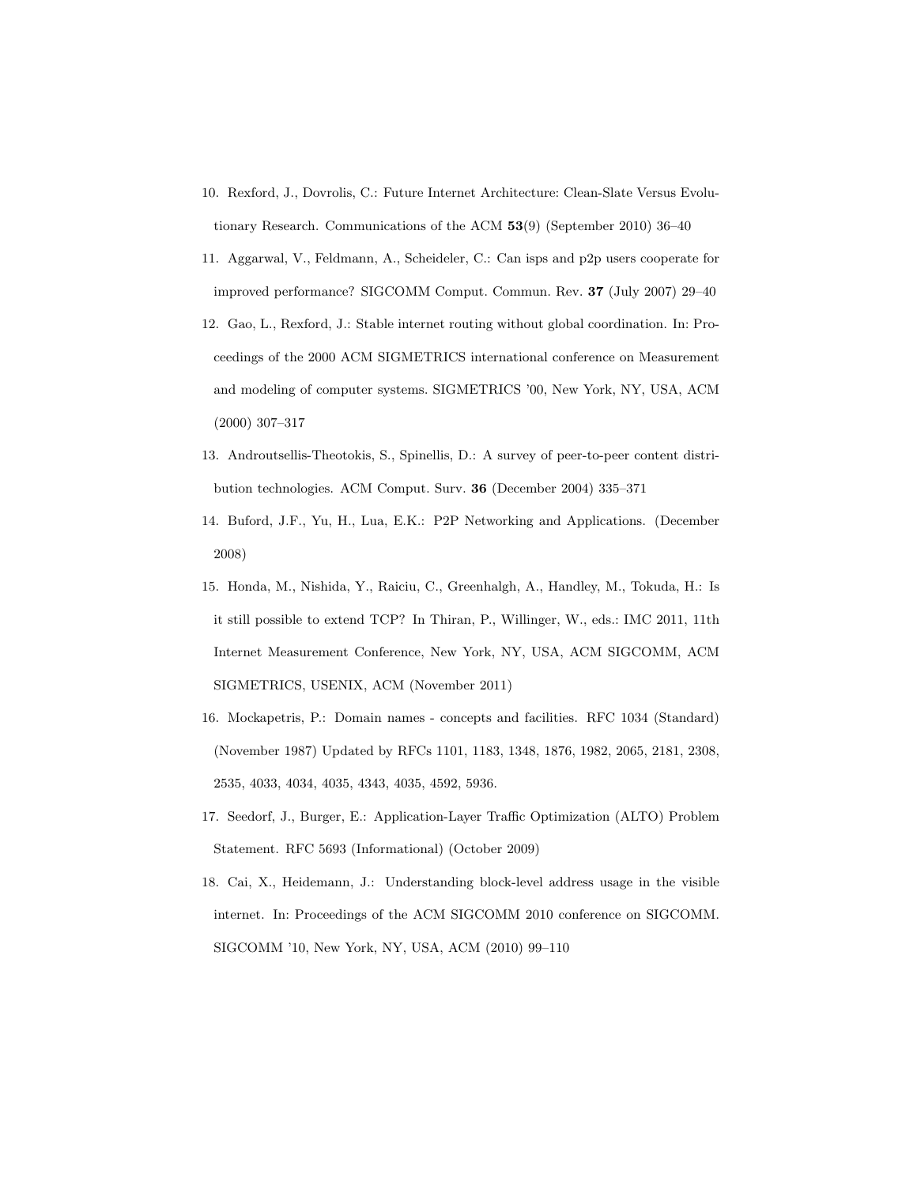10. Rexford, J., Dovrolis, C.: Future Internet Architecture: Clean-Slate Versus Evolutionary Research. Communications of the ACM **53**(9) (September 2010) 36–40
11. Aggarwal, V., Feldmann, A., Scheideler, C.: Can isps and p2p users cooperate for improved performance? SIGCOMM Comput. Commun. Rev. **37** (July 2007) 29–40
12. Gao, L., Rexford, J.: Stable internet routing without global coordination. In: Proceedings of the 2000 ACM SIGMETRICS international conference on Measurement and modeling of computer systems. SIGMETRICS '00, New York, NY, USA, ACM (2000) 307–317
13. Androutsellis-Theotokis, S., Spinellis, D.: A survey of peer-to-peer content distribution technologies. ACM Comput. Surv. **36** (December 2004) 335–371
14. Buford, J.F., Yu, H., Lua, E.K.: P2P Networking and Applications. (December 2008)
15. Honda, M., Nishida, Y., Raiciu, C., Greenhalgh, A., Handley, M., Tokuda, H.: Is it still possible to extend TCP? In Thiran, P., Willinger, W., eds.: IMC 2011, 11th Internet Measurement Conference, New York, NY, USA, ACM SIGCOMM, ACM SIGMETRICS, USENIX, ACM (November 2011)
16. Mockapetris, P.: Domain names - concepts and facilities. RFC 1034 (Standard) (November 1987) Updated by RFCs 1101, 1183, 1348, 1876, 1982, 2065, 2181, 2308, 2535, 4033, 4034, 4035, 4343, 4035, 4592, 5936.
17. Seedorf, J., Burger, E.: Application-Layer Traffic Optimization (ALTO) Problem Statement. RFC 5693 (Informational) (October 2009)
18. Cai, X., Heidemann, J.: Understanding block-level address usage in the visible internet. In: Proceedings of the ACM SIGCOMM 2010 conference on SIGCOMM. SIGCOMM '10, New York, NY, USA, ACM (2010) 99–110